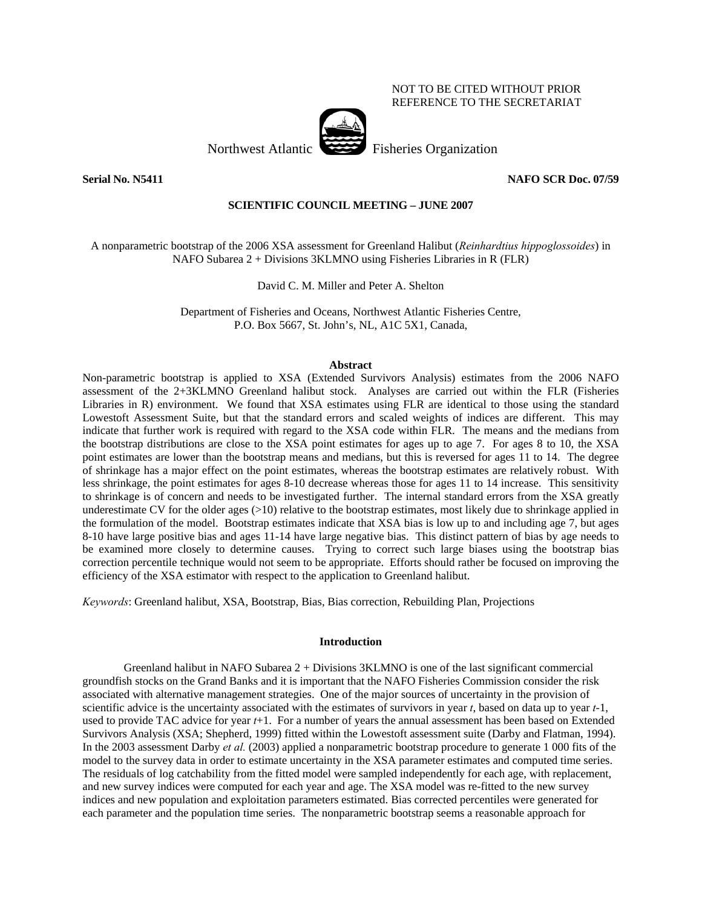NOT TO BE CITED WITHOUT PRIOR
REFERENCE TO THE SECRETARIAT

Northwest Atlantic Fisheries Organization

**Serial No. N5411** **NAFO SCR Doc. 07/59**

**SCIENTIFIC COUNCIL MEETING – JUNE 2007**

A nonparametric bootstrap of the 2006 XSA assessment for Greenland Halibut (*Reinhardtius hippoglossoides*) in NAFO Subarea 2 + Divisions 3KLMNO using Fisheries Libraries in R (FLR)

David C. M. Miller and Peter A. Shelton

Department of Fisheries and Oceans, Northwest Atlantic Fisheries Centre,
P.O. Box 5667, St. John's, NL, A1C 5X1, Canada,

## Abstract

Non-parametric bootstrap is applied to XSA (Extended Survivors Analysis) estimates from the 2006 NAFO assessment of the 2+3KLMNO Greenland halibut stock. Analyses are carried out within the FLR (Fisheries Libraries in R) environment. We found that XSA estimates using FLR are identical to those using the standard Lowestoft Assessment Suite, but that the standard errors and scaled weights of indices are different. This may indicate that further work is required with regard to the XSA code within FLR. The means and the medians from the bootstrap distributions are close to the XSA point estimates for ages up to age 7. For ages 8 to 10, the XSA point estimates are lower than the bootstrap means and medians, but this is reversed for ages 11 to 14. The degree of shrinkage has a major effect on the point estimates, whereas the bootstrap estimates are relatively robust. With less shrinkage, the point estimates for ages 8-10 decrease whereas those for ages 11 to 14 increase. This sensitivity to shrinkage is of concern and needs to be investigated further. The internal standard errors from the XSA greatly underestimate CV for the older ages (>10) relative to the bootstrap estimates, most likely due to shrinkage applied in the formulation of the model. Bootstrap estimates indicate that XSA bias is low up to and including age 7, but ages 8-10 have large positive bias and ages 11-14 have large negative bias. This distinct pattern of bias by age needs to be examined more closely to determine causes. Trying to correct such large biases using the bootstrap bias correction percentile technique would not seem to be appropriate. Efforts should rather be focused on improving the efficiency of the XSA estimator with respect to the application to Greenland halibut.

*Keywords*: Greenland halibut, XSA, Bootstrap, Bias, Bias correction, Rebuilding Plan, Projections

## Introduction

Greenland halibut in NAFO Subarea 2 + Divisions 3KLMNO is one of the last significant commercial groundfish stocks on the Grand Banks and it is important that the NAFO Fisheries Commission consider the risk associated with alternative management strategies. One of the major sources of uncertainty in the provision of scientific advice is the uncertainty associated with the estimates of survivors in year *t*, based on data up to year *t*-1, used to provide TAC advice for year *t*+1. For a number of years the annual assessment has been based on Extended Survivors Analysis (XSA; Shepherd, 1999) fitted within the Lowestoft assessment suite (Darby and Flatman, 1994). In the 2003 assessment Darby *et al.* (2003) applied a nonparametric bootstrap procedure to generate 1 000 fits of the model to the survey data in order to estimate uncertainty in the XSA parameter estimates and computed time series. The residuals of log catchability from the fitted model were sampled independently for each age, with replacement, and new survey indices were computed for each year and age. The XSA model was re-fitted to the new survey indices and new population and exploitation parameters estimated. Bias corrected percentiles were generated for each parameter and the population time series. The nonparametric bootstrap seems a reasonable approach for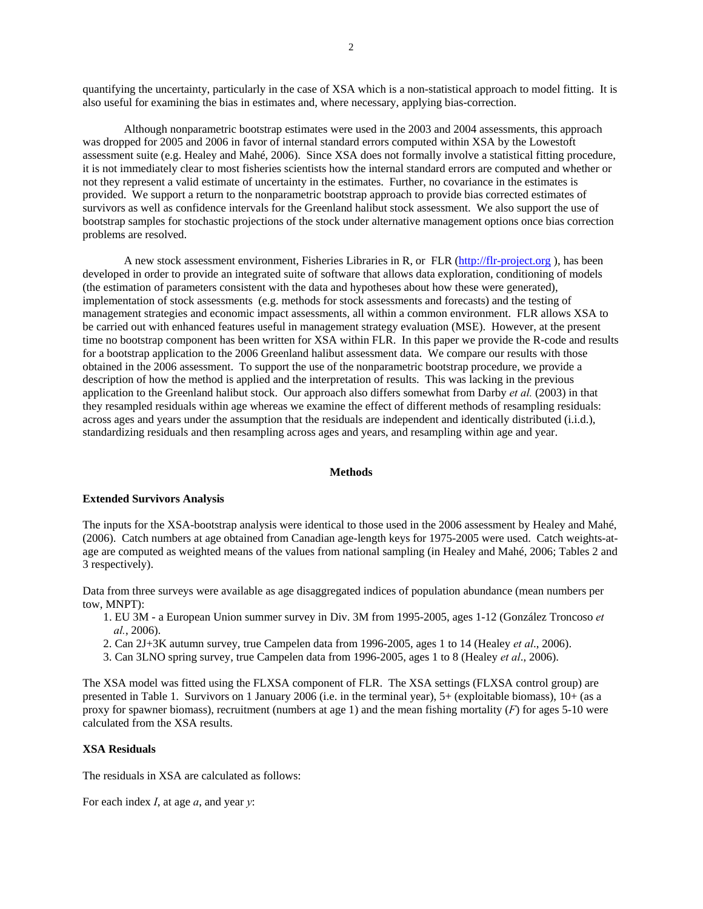quantifying the uncertainty, particularly in the case of XSA which is a non-statistical approach to model fitting. It is also useful for examining the bias in estimates and, where necessary, applying bias-correction.

Although nonparametric bootstrap estimates were used in the 2003 and 2004 assessments, this approach was dropped for 2005 and 2006 in favor of internal standard errors computed within XSA by the Lowestoft assessment suite (e.g. Healey and Mahé, 2006). Since XSA does not formally involve a statistical fitting procedure, it is not immediately clear to most fisheries scientists how the internal standard errors are computed and whether or not they represent a valid estimate of uncertainty in the estimates. Further, no covariance in the estimates is provided. We support a return to the nonparametric bootstrap approach to provide bias corrected estimates of survivors as well as confidence intervals for the Greenland halibut stock assessment. We also support the use of bootstrap samples for stochastic projections of the stock under alternative management options once bias correction problems are resolved.

A new stock assessment environment, Fisheries Libraries in R, or FLR (http://flr-project.org ), has been developed in order to provide an integrated suite of software that allows data exploration, conditioning of models (the estimation of parameters consistent with the data and hypotheses about how these were generated), implementation of stock assessments (e.g. methods for stock assessments and forecasts) and the testing of management strategies and economic impact assessments, all within a common environment. FLR allows XSA to be carried out with enhanced features useful in management strategy evaluation (MSE). However, at the present time no bootstrap component has been written for XSA within FLR. In this paper we provide the R-code and results for a bootstrap application to the 2006 Greenland halibut assessment data. We compare our results with those obtained in the 2006 assessment. To support the use of the nonparametric bootstrap procedure, we provide a description of how the method is applied and the interpretation of results. This was lacking in the previous application to the Greenland halibut stock. Our approach also differs somewhat from Darby *et al.* (2003) in that they resampled residuals within age whereas we examine the effect of different methods of resampling residuals: across ages and years under the assumption that the residuals are independent and identically distributed (i.i.d.), standardizing residuals and then resampling across ages and years, and resampling within age and year.

## Methods

### Extended Survivors Analysis

The inputs for the XSA-bootstrap analysis were identical to those used in the 2006 assessment by Healey and Mahé, (2006). Catch numbers at age obtained from Canadian age-length keys for 1975-2005 were used. Catch weights-at-age are computed as weighted means of the values from national sampling (in Healey and Mahé, 2006; Tables 2 and 3 respectively).

Data from three surveys were available as age disaggregated indices of population abundance (mean numbers per tow, MNPT):

1. EU 3M - a European Union summer survey in Div. 3M from 1995-2005, ages 1-12 (González Troncoso *et al.*, 2006).
2. Can 2J+3K autumn survey, true Campelen data from 1996-2005, ages 1 to 14 (Healey *et al*., 2006).
3. Can 3LNO spring survey, true Campelen data from 1996-2005, ages 1 to 8 (Healey *et al*., 2006).

The XSA model was fitted using the FLXSA component of FLR. The XSA settings (FLXSA control group) are presented in Table 1. Survivors on 1 January 2006 (i.e. in the terminal year), 5+ (exploitable biomass), 10+ (as a proxy for spawner biomass), recruitment (numbers at age 1) and the mean fishing mortality ($F$) for ages 5-10 were calculated from the XSA results.

### XSA Residuals

The residuals in XSA are calculated as follows:

For each index $I$, at age $a$, and year $y$: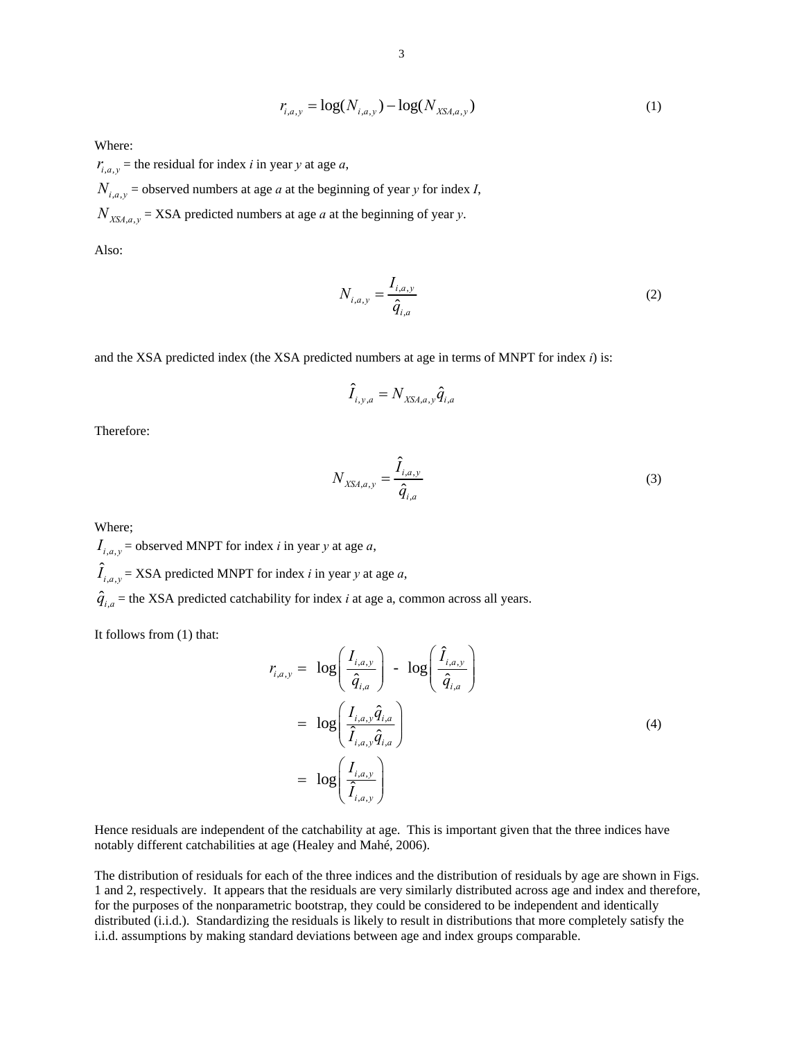$$r_{i,a,y} = \log(N_{i,a,y}) - \log(N_{XSA,a,y}) \tag{1}$$

Where:

$r_{i,a,y}$ = the residual for index *i* in year *y* at age *a*,

$N_{i,a,y}$ = observed numbers at age *a* at the beginning of year *y* for index *I*,

$N_{XSA,a,y}$ = XSA predicted numbers at age *a* at the beginning of year *y*.

Also:

$$N_{i,a,y} = \frac{I_{i,a,y}}{\hat{q}_{i,a}} \tag{2}$$

and the XSA predicted index (the XSA predicted numbers at age in terms of MNPT for index *i*) is:

$$\hat{I}_{i,y,a} = N_{XSA,a,y}\hat{q}_{i,a}$$

Therefore:

$$N_{XSA,a,y} = \frac{\hat{I}_{i,a,y}}{\hat{q}_{i,a}} \tag{3}$$

Where;

$I_{i,a,y}$ = observed MNPT for index *i* in year *y* at age *a*,

$\hat{I}_{i,a,y}$ = XSA predicted MNPT for index *i* in year *y* at age *a*,

$\hat{q}_{i,a}$ = the XSA predicted catchability for index *i* at age a, common across all years.

It follows from (1) that:

$$\begin{aligned} r_{i,a,y} &= \log\left(\frac{I_{i,a,y}}{\hat{q}_{i,a}}\right) - \log\left(\frac{\hat{I}_{i,a,y}}{\hat{q}_{i,a}}\right) \\ &= \log\left(\frac{I_{i,a,y}\hat{q}_{i,a}}{\hat{I}_{i,a,y}\hat{q}_{i,a}}\right) \\ &= \log\left(\frac{I_{i,a,y}}{\hat{I}_{i,a,y}}\right) \end{aligned} \tag{4}$$

Hence residuals are independent of the catchability at age. This is important given that the three indices have notably different catchabilities at age (Healey and Mahé, 2006).

The distribution of residuals for each of the three indices and the distribution of residuals by age are shown in Figs. 1 and 2, respectively. It appears that the residuals are very similarly distributed across age and index and therefore, for the purposes of the nonparametric bootstrap, they could be considered to be independent and identically distributed (i.i.d.). Standardizing the residuals is likely to result in distributions that more completely satisfy the i.i.d. assumptions by making standard deviations between age and index groups comparable.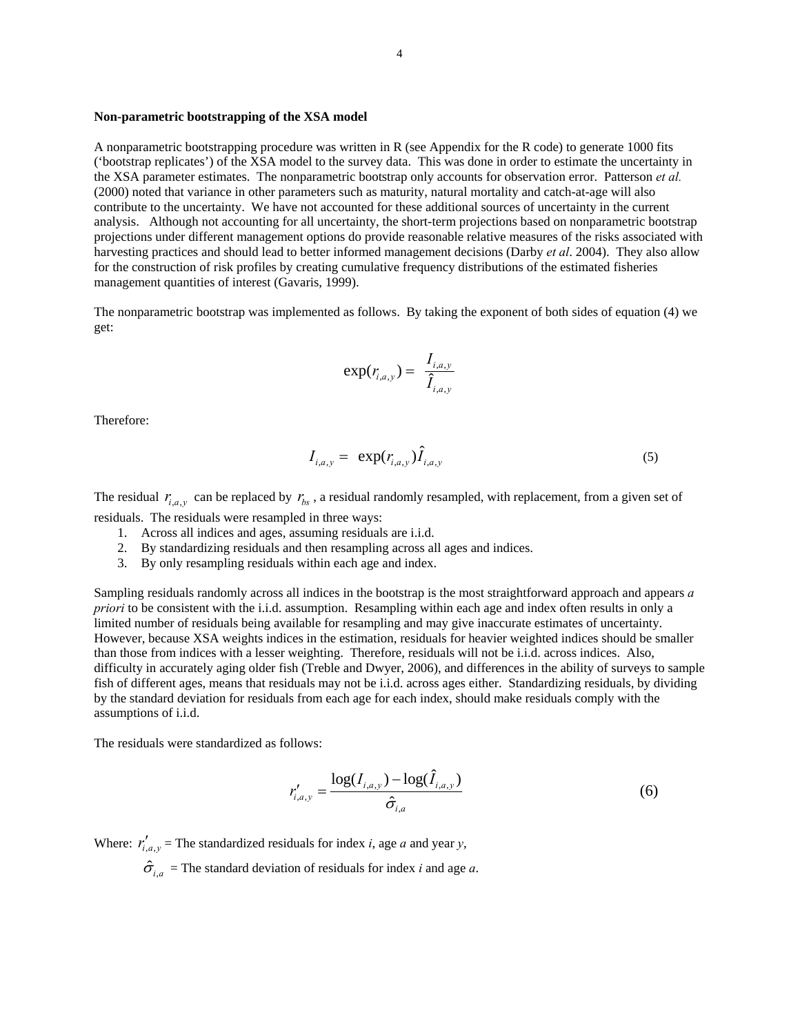**Non-parametric bootstrapping of the XSA model**

A nonparametric bootstrapping procedure was written in R (see Appendix for the R code) to generate 1000 fits ('bootstrap replicates') of the XSA model to the survey data. This was done in order to estimate the uncertainty in the XSA parameter estimates. The nonparametric bootstrap only accounts for observation error. Patterson *et al.* (2000) noted that variance in other parameters such as maturity, natural mortality and catch-at-age will also contribute to the uncertainty. We have not accounted for these additional sources of uncertainty in the current analysis. Although not accounting for all uncertainty, the short-term projections based on nonparametric bootstrap projections under different management options do provide reasonable relative measures of the risks associated with harvesting practices and should lead to better informed management decisions (Darby *et al*. 2004). They also allow for the construction of risk profiles by creating cumulative frequency distributions of the estimated fisheries management quantities of interest (Gavaris, 1999).

The nonparametric bootstrap was implemented as follows. By taking the exponent of both sides of equation (4) we get:

$$\exp(r_{i,a,y}) = \frac{I_{i,a,y}}{\hat{I}_{i,a,y}}$$

Therefore:

$$I_{i,a,y} = \exp(r_{i,a,y})\hat{I}_{i,a,y} \tag{5}$$

The residual $r_{i,a,y}$ can be replaced by $r_{bs}$, a residual randomly resampled, with replacement, from a given set of residuals. The residuals were resampled in three ways:

1. Across all indices and ages, assuming residuals are i.i.d.
2. By standardizing residuals and then resampling across all ages and indices.
3. By only resampling residuals within each age and index.

Sampling residuals randomly across all indices in the bootstrap is the most straightforward approach and appears *a priori* to be consistent with the i.i.d. assumption. Resampling within each age and index often results in only a limited number of residuals being available for resampling and may give inaccurate estimates of uncertainty. However, because XSA weights indices in the estimation, residuals for heavier weighted indices should be smaller than those from indices with a lesser weighting. Therefore, residuals will not be i.i.d. across indices. Also, difficulty in accurately aging older fish (Treble and Dwyer, 2006), and differences in the ability of surveys to sample fish of different ages, means that residuals may not be i.i.d. across ages either. Standardizing residuals, by dividing by the standard deviation for residuals from each age for each index, should make residuals comply with the assumptions of i.i.d.

The residuals were standardized as follows:

$$r'_{i,a,y} = \frac{\log(I_{i,a,y}) - \log(\hat{I}_{i,a,y})}{\hat{\sigma}_{i,a}} \tag{6}$$

Where: $r'_{i,a,y}$ = The standardized residuals for index *i*, age *a* and year *y*,

$\hat{\sigma}_{i,a}$ = The standard deviation of residuals for index *i* and age *a*.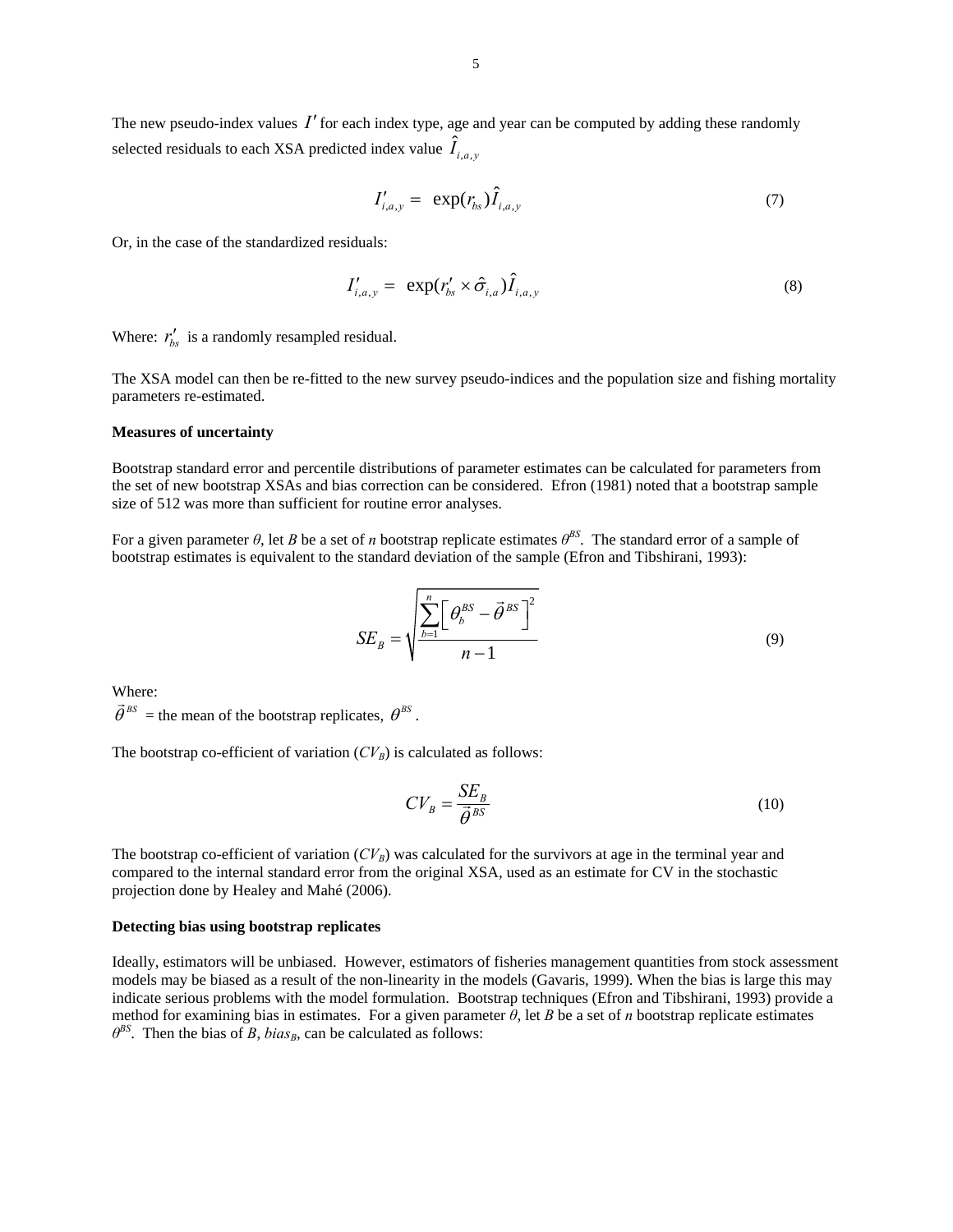The new pseudo-index values $I'$ for each index type, age and year can be computed by adding these randomly selected residuals to each XSA predicted index value $\hat{I}_{i,a,y}$

$$I'_{i,a,y} = \exp(r_{bs})\hat{I}_{i,a,y} \tag{7}$$

Or, in the case of the standardized residuals:

$$I'_{i,a,y} = \exp(r'_{bs} \times \hat{\sigma}_{i,a})\hat{I}_{i,a,y} \tag{8}$$

Where: $r'_{bs}$ is a randomly resampled residual.

The XSA model can then be re-fitted to the new survey pseudo-indices and the population size and fishing mortality parameters re-estimated.

**Measures of uncertainty**

Bootstrap standard error and percentile distributions of parameter estimates can be calculated for parameters from the set of new bootstrap XSAs and bias correction can be considered. Efron (1981) noted that a bootstrap sample size of 512 was more than sufficient for routine error analyses.

For a given parameter $\theta$, let $B$ be a set of $n$ bootstrap replicate estimates $\theta^{BS}$. The standard error of a sample of bootstrap estimates is equivalent to the standard deviation of the sample (Efron and Tibshirani, 1993):

$$SE_B = \sqrt{\frac{\sum_{b=1}^{n}\left[\theta_b^{BS} - \vec{\theta}^{BS}\right]^2}{n-1}} \tag{9}$$

Where:
$\vec{\theta}^{BS}$ = the mean of the bootstrap replicates, $\theta^{BS}$.

The bootstrap co-efficient of variation ($CV_B$) is calculated as follows:

$$CV_B = \frac{SE_B}{\vec{\theta}^{BS}} \tag{10}$$

The bootstrap co-efficient of variation ($CV_B$) was calculated for the survivors at age in the terminal year and compared to the internal standard error from the original XSA, used as an estimate for CV in the stochastic projection done by Healey and Mahé (2006).

**Detecting bias using bootstrap replicates**

Ideally, estimators will be unbiased. However, estimators of fisheries management quantities from stock assessment models may be biased as a result of the non-linearity in the models (Gavaris, 1999). When the bias is large this may indicate serious problems with the model formulation. Bootstrap techniques (Efron and Tibshirani, 1993) provide a method for examining bias in estimates. For a given parameter $\theta$, let $B$ be a set of $n$ bootstrap replicate estimates $\theta^{BS}$. Then the bias of $B$, $bias_B$, can be calculated as follows: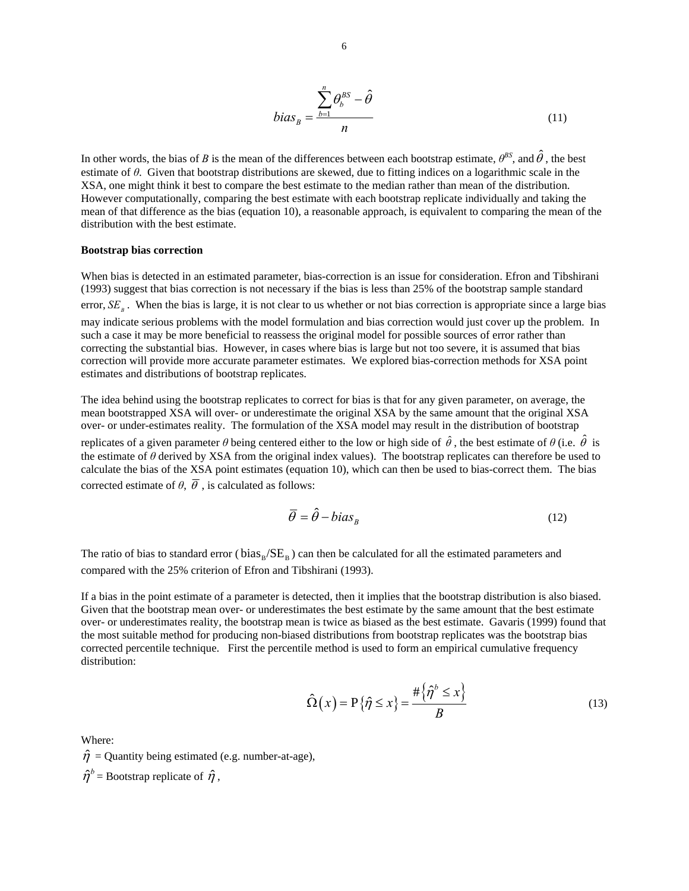$$bias_B = \frac{\sum_{b=1}^{n} \theta_b^{BS} - \hat{\theta}}{n} \tag{11}$$

In other words, the bias of *B* is the mean of the differences between each bootstrap estimate, $\theta^{BS}$, and $\hat{\theta}$, the best estimate of $\theta$. Given that bootstrap distributions are skewed, due to fitting indices on a logarithmic scale in the XSA, one might think it best to compare the best estimate to the median rather than mean of the distribution. However computationally, comparing the best estimate with each bootstrap replicate individually and taking the mean of that difference as the bias (equation 10), a reasonable approach, is equivalent to comparing the mean of the distribution with the best estimate.

**Bootstrap bias correction**

When bias is detected in an estimated parameter, bias-correction is an issue for consideration. Efron and Tibshirani (1993) suggest that bias correction is not necessary if the bias is less than 25% of the bootstrap sample standard error, $SE_B$. When the bias is large, it is not clear to us whether or not bias correction is appropriate since a large bias may indicate serious problems with the model formulation and bias correction would just cover up the problem. In such a case it may be more beneficial to reassess the original model for possible sources of error rather than correcting the substantial bias. However, in cases where bias is large but not too severe, it is assumed that bias correction will provide more accurate parameter estimates. We explored bias-correction methods for XSA point estimates and distributions of bootstrap replicates.

The idea behind using the bootstrap replicates to correct for bias is that for any given parameter, on average, the mean bootstrapped XSA will over- or underestimate the original XSA by the same amount that the original XSA over- or under-estimates reality. The formulation of the XSA model may result in the distribution of bootstrap replicates of a given parameter $\theta$ being centered either to the low or high side of $\hat{\theta}$, the best estimate of $\theta$ (i.e. $\hat{\theta}$ is the estimate of $\theta$ derived by XSA from the original index values). The bootstrap replicates can therefore be used to calculate the bias of the XSA point estimates (equation 10), which can then be used to bias-correct them. The bias corrected estimate of $\theta$, $\overline{\theta}$, is calculated as follows:

$$\overline{\theta} = \hat{\theta} - bias_B \tag{12}$$

The ratio of bias to standard error ($\text{bias}_B/\text{SE}_B$) can then be calculated for all the estimated parameters and compared with the 25% criterion of Efron and Tibshirani (1993).

If a bias in the point estimate of a parameter is detected, then it implies that the bootstrap distribution is also biased. Given that the bootstrap mean over- or underestimates the best estimate by the same amount that the best estimate over- or underestimates reality, the bootstrap mean is twice as biased as the best estimate. Gavaris (1999) found that the most suitable method for producing non-biased distributions from bootstrap replicates was the bootstrap bias corrected percentile technique. First the percentile method is used to form an empirical cumulative frequency distribution:

$$\hat{\Omega}(x) = \text{P}\{\hat{\eta} \le x\} = \frac{\#\{\hat{\eta}^b \le x\}}{B} \tag{13}$$

Where:

$\hat{\eta}$ = Quantity being estimated (e.g. number-at-age),

$\hat{\eta}^b$ = Bootstrap replicate of $\hat{\eta}$,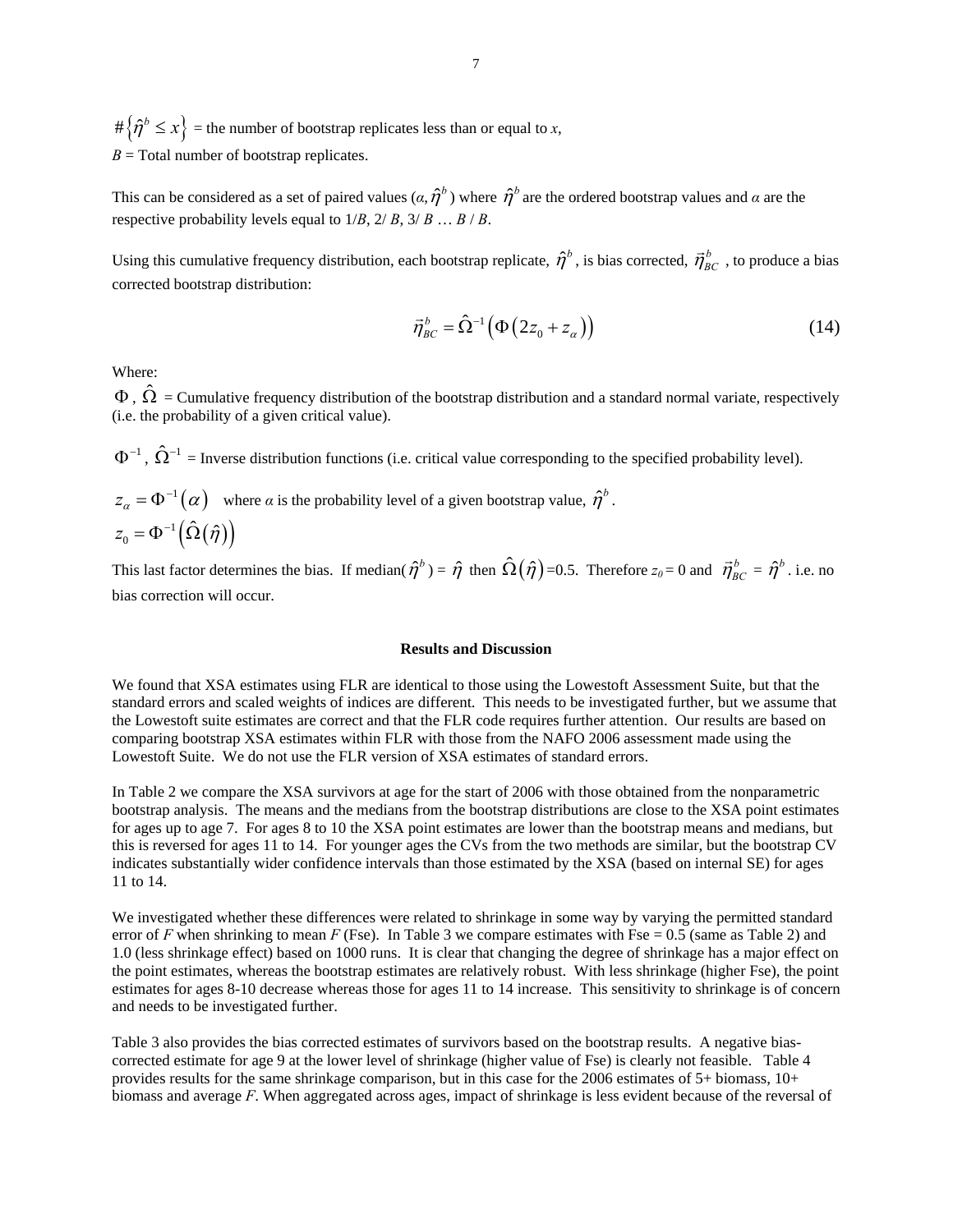$\#\{\hat{\eta}^b \le x\}$ = the number of bootstrap replicates less than or equal to *x*,

*B* = Total number of bootstrap replicates.

This can be considered as a set of paired values ($\alpha, \hat{\eta}^b$) where $\hat{\eta}^b$ are the ordered bootstrap values and $\alpha$ are the respective probability levels equal to 1/*B*, 2/ *B*, 3/ *B* … *B* / *B*.

Using this cumulative frequency distribution, each bootstrap replicate, $\hat{\eta}^b$, is bias corrected, $\vec{\eta}^b_{BC}$, to produce a bias corrected bootstrap distribution:

$$\vec{\eta}^b_{BC} = \hat{\Omega}^{-1}\left(\Phi\left(2z_0 + z_\alpha\right)\right) \tag{14}$$

Where:

$\Phi$, $\hat{\Omega}$ = Cumulative frequency distribution of the bootstrap distribution and a standard normal variate, respectively (i.e. the probability of a given critical value).

$\Phi^{-1}$, $\hat{\Omega}^{-1}$ = Inverse distribution functions (i.e. critical value corresponding to the specified probability level).

$z_\alpha = \Phi^{-1}(\alpha)$ where $\alpha$ is the probability level of a given bootstrap value, $\hat{\eta}^b$.

$z_0 = \Phi^{-1}\left(\hat{\Omega}(\hat{\eta})\right)$

This last factor determines the bias. If median($\hat{\eta}^b$) = $\hat{\eta}$ then $\hat{\Omega}(\hat{\eta})$=0.5. Therefore $z_0$ = 0 and $\vec{\eta}^b_{BC}$ = $\hat{\eta}^b$. i.e. no bias correction will occur.

## Results and Discussion

We found that XSA estimates using FLR are identical to those using the Lowestoft Assessment Suite, but that the standard errors and scaled weights of indices are different. This needs to be investigated further, but we assume that the Lowestoft suite estimates are correct and that the FLR code requires further attention. Our results are based on comparing bootstrap XSA estimates within FLR with those from the NAFO 2006 assessment made using the Lowestoft Suite. We do not use the FLR version of XSA estimates of standard errors.

In Table 2 we compare the XSA survivors at age for the start of 2006 with those obtained from the nonparametric bootstrap analysis. The means and the medians from the bootstrap distributions are close to the XSA point estimates for ages up to age 7. For ages 8 to 10 the XSA point estimates are lower than the bootstrap means and medians, but this is reversed for ages 11 to 14. For younger ages the CVs from the two methods are similar, but the bootstrap CV indicates substantially wider confidence intervals than those estimated by the XSA (based on internal SE) for ages 11 to 14.

We investigated whether these differences were related to shrinkage in some way by varying the permitted standard error of *F* when shrinking to mean *F* (Fse). In Table 3 we compare estimates with Fse = 0.5 (same as Table 2) and 1.0 (less shrinkage effect) based on 1000 runs. It is clear that changing the degree of shrinkage has a major effect on the point estimates, whereas the bootstrap estimates are relatively robust. With less shrinkage (higher Fse), the point estimates for ages 8-10 decrease whereas those for ages 11 to 14 increase. This sensitivity to shrinkage is of concern and needs to be investigated further.

Table 3 also provides the bias corrected estimates of survivors based on the bootstrap results. A negative bias-corrected estimate for age 9 at the lower level of shrinkage (higher value of Fse) is clearly not feasible. Table 4 provides results for the same shrinkage comparison, but in this case for the 2006 estimates of 5+ biomass, 10+ biomass and average *F*. When aggregated across ages, impact of shrinkage is less evident because of the reversal of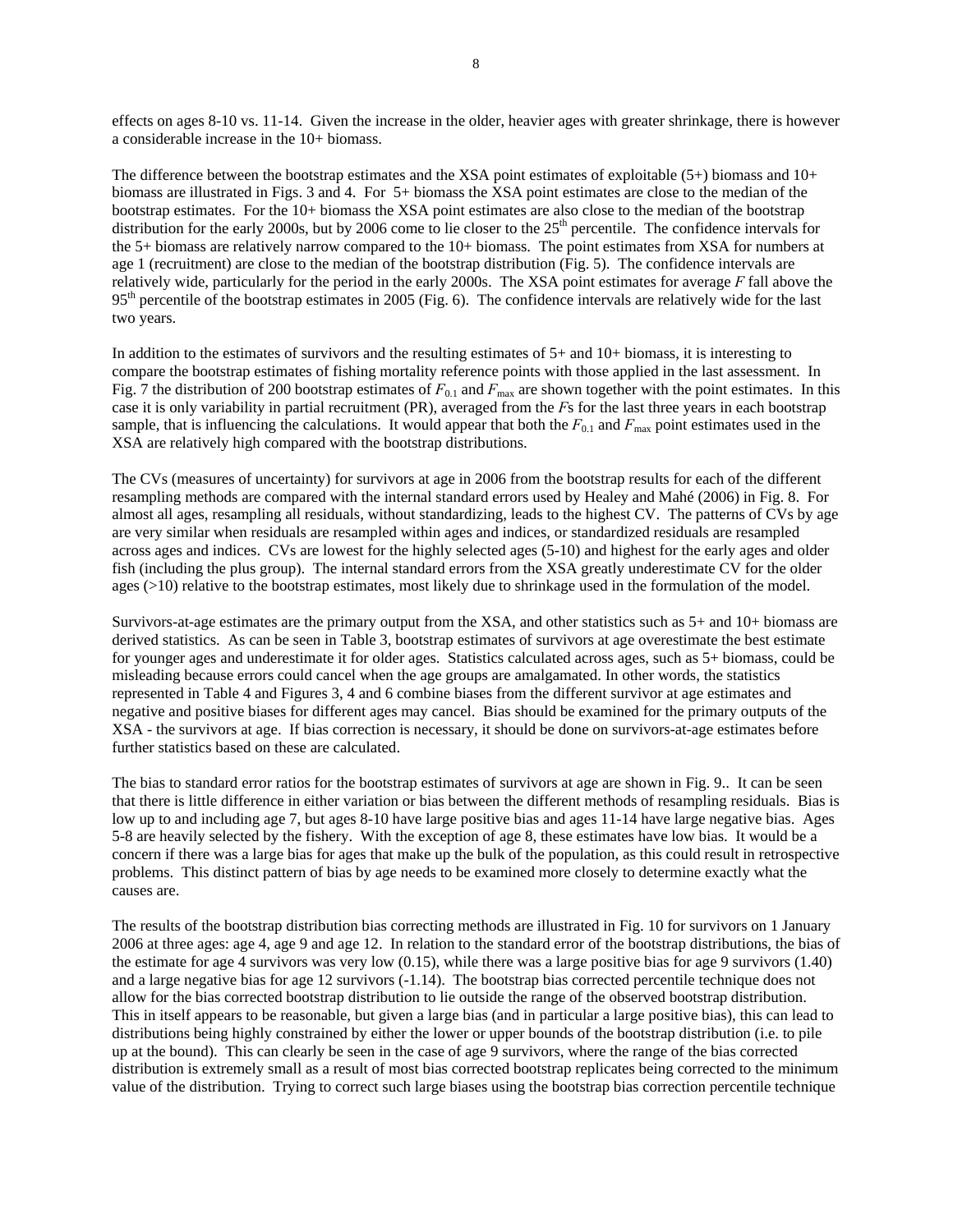effects on ages 8-10 vs. 11-14. Given the increase in the older, heavier ages with greater shrinkage, there is however a considerable increase in the 10+ biomass.

The difference between the bootstrap estimates and the XSA point estimates of exploitable (5+) biomass and 10+ biomass are illustrated in Figs. 3 and 4. For 5+ biomass the XSA point estimates are close to the median of the bootstrap estimates. For the 10+ biomass the XSA point estimates are also close to the median of the bootstrap distribution for the early 2000s, but by 2006 come to lie closer to the 25th percentile. The confidence intervals for the 5+ biomass are relatively narrow compared to the 10+ biomass. The point estimates from XSA for numbers at age 1 (recruitment) are close to the median of the bootstrap distribution (Fig. 5). The confidence intervals are relatively wide, particularly for the period in the early 2000s. The XSA point estimates for average *F* fall above the 95th percentile of the bootstrap estimates in 2005 (Fig. 6). The confidence intervals are relatively wide for the last two years.

In addition to the estimates of survivors and the resulting estimates of 5+ and 10+ biomass, it is interesting to compare the bootstrap estimates of fishing mortality reference points with those applied in the last assessment. In Fig. 7 the distribution of 200 bootstrap estimates of $F_{0.1}$ and $F_{max}$ are shown together with the point estimates. In this case it is only variability in partial recruitment (PR), averaged from the *F*s for the last three years in each bootstrap sample, that is influencing the calculations. It would appear that both the $F_{0.1}$ and $F_{max}$ point estimates used in the XSA are relatively high compared with the bootstrap distributions.

The CVs (measures of uncertainty) for survivors at age in 2006 from the bootstrap results for each of the different resampling methods are compared with the internal standard errors used by Healey and Mahé (2006) in Fig. 8. For almost all ages, resampling all residuals, without standardizing, leads to the highest CV. The patterns of CVs by age are very similar when residuals are resampled within ages and indices, or standardized residuals are resampled across ages and indices. CVs are lowest for the highly selected ages (5-10) and highest for the early ages and older fish (including the plus group). The internal standard errors from the XSA greatly underestimate CV for the older ages (>10) relative to the bootstrap estimates, most likely due to shrinkage used in the formulation of the model.

Survivors-at-age estimates are the primary output from the XSA, and other statistics such as 5+ and 10+ biomass are derived statistics. As can be seen in Table 3, bootstrap estimates of survivors at age overestimate the best estimate for younger ages and underestimate it for older ages. Statistics calculated across ages, such as 5+ biomass, could be misleading because errors could cancel when the age groups are amalgamated. In other words, the statistics represented in Table 4 and Figures 3, 4 and 6 combine biases from the different survivor at age estimates and negative and positive biases for different ages may cancel. Bias should be examined for the primary outputs of the XSA - the survivors at age. If bias correction is necessary, it should be done on survivors-at-age estimates before further statistics based on these are calculated.

The bias to standard error ratios for the bootstrap estimates of survivors at age are shown in Fig. 9.. It can be seen that there is little difference in either variation or bias between the different methods of resampling residuals. Bias is low up to and including age 7, but ages 8-10 have large positive bias and ages 11-14 have large negative bias. Ages 5-8 are heavily selected by the fishery. With the exception of age 8, these estimates have low bias. It would be a concern if there was a large bias for ages that make up the bulk of the population, as this could result in retrospective problems. This distinct pattern of bias by age needs to be examined more closely to determine exactly what the causes are.

The results of the bootstrap distribution bias correcting methods are illustrated in Fig. 10 for survivors on 1 January 2006 at three ages: age 4, age 9 and age 12. In relation to the standard error of the bootstrap distributions, the bias of the estimate for age 4 survivors was very low (0.15), while there was a large positive bias for age 9 survivors (1.40) and a large negative bias for age 12 survivors (-1.14). The bootstrap bias corrected percentile technique does not allow for the bias corrected bootstrap distribution to lie outside the range of the observed bootstrap distribution. This in itself appears to be reasonable, but given a large bias (and in particular a large positive bias), this can lead to distributions being highly constrained by either the lower or upper bounds of the bootstrap distribution (i.e. to pile up at the bound). This can clearly be seen in the case of age 9 survivors, where the range of the bias corrected distribution is extremely small as a result of most bias corrected bootstrap replicates being corrected to the minimum value of the distribution. Trying to correct such large biases using the bootstrap bias correction percentile technique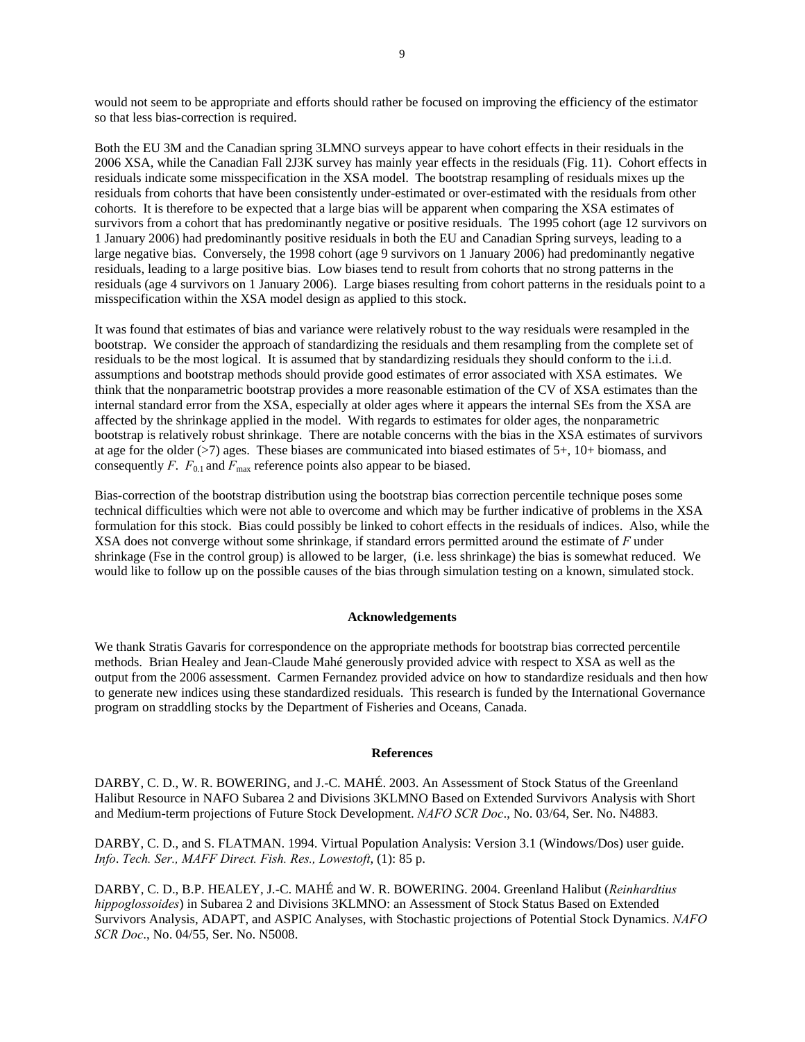would not seem to be appropriate and efforts should rather be focused on improving the efficiency of the estimator so that less bias-correction is required.

Both the EU 3M and the Canadian spring 3LMNO surveys appear to have cohort effects in their residuals in the 2006 XSA, while the Canadian Fall 2J3K survey has mainly year effects in the residuals (Fig. 11). Cohort effects in residuals indicate some misspecification in the XSA model. The bootstrap resampling of residuals mixes up the residuals from cohorts that have been consistently under-estimated or over-estimated with the residuals from other cohorts. It is therefore to be expected that a large bias will be apparent when comparing the XSA estimates of survivors from a cohort that has predominantly negative or positive residuals. The 1995 cohort (age 12 survivors on 1 January 2006) had predominantly positive residuals in both the EU and Canadian Spring surveys, leading to a large negative bias. Conversely, the 1998 cohort (age 9 survivors on 1 January 2006) had predominantly negative residuals, leading to a large positive bias. Low biases tend to result from cohorts that no strong patterns in the residuals (age 4 survivors on 1 January 2006). Large biases resulting from cohort patterns in the residuals point to a misspecification within the XSA model design as applied to this stock.

It was found that estimates of bias and variance were relatively robust to the way residuals were resampled in the bootstrap. We consider the approach of standardizing the residuals and them resampling from the complete set of residuals to be the most logical. It is assumed that by standardizing residuals they should conform to the i.i.d. assumptions and bootstrap methods should provide good estimates of error associated with XSA estimates. We think that the nonparametric bootstrap provides a more reasonable estimation of the CV of XSA estimates than the internal standard error from the XSA, especially at older ages where it appears the internal SEs from the XSA are affected by the shrinkage applied in the model. With regards to estimates for older ages, the nonparametric bootstrap is relatively robust shrinkage. There are notable concerns with the bias in the XSA estimates of survivors at age for the older (>7) ages. These biases are communicated into biased estimates of 5+, 10+ biomass, and consequently $F$. $F_{0.1}$ and $F_{max}$ reference points also appear to be biased.

Bias-correction of the bootstrap distribution using the bootstrap bias correction percentile technique poses some technical difficulties which were not able to overcome and which may be further indicative of problems in the XSA formulation for this stock. Bias could possibly be linked to cohort effects in the residuals of indices. Also, while the XSA does not converge without some shrinkage, if standard errors permitted around the estimate of $F$ under shrinkage (Fse in the control group) is allowed to be larger, (i.e. less shrinkage) the bias is somewhat reduced. We would like to follow up on the possible causes of the bias through simulation testing on a known, simulated stock.

## Acknowledgements

We thank Stratis Gavaris for correspondence on the appropriate methods for bootstrap bias corrected percentile methods. Brian Healey and Jean-Claude Mahé generously provided advice with respect to XSA as well as the output from the 2006 assessment. Carmen Fernandez provided advice on how to standardize residuals and then how to generate new indices using these standardized residuals. This research is funded by the International Governance program on straddling stocks by the Department of Fisheries and Oceans, Canada.

## References

DARBY, C. D., W. R. BOWERING, and J.-C. MAHÉ. 2003. An Assessment of Stock Status of the Greenland Halibut Resource in NAFO Subarea 2 and Divisions 3KLMNO Based on Extended Survivors Analysis with Short and Medium-term projections of Future Stock Development. *NAFO SCR Doc*., No. 03/64, Ser. No. N4883.

DARBY, C. D., and S. FLATMAN. 1994. Virtual Population Analysis: Version 3.1 (Windows/Dos) user guide. *Info. Tech. Ser., MAFF Direct. Fish. Res., Lowestoft*, (1): 85 p.

DARBY, C. D., B.P. HEALEY, J.-C. MAHÉ and W. R. BOWERING. 2004. Greenland Halibut (*Reinhardtius hippoglossoides*) in Subarea 2 and Divisions 3KLMNO: an Assessment of Stock Status Based on Extended Survivors Analysis, ADAPT, and ASPIC Analyses, with Stochastic projections of Potential Stock Dynamics. *NAFO SCR Doc*., No. 04/55, Ser. No. N5008.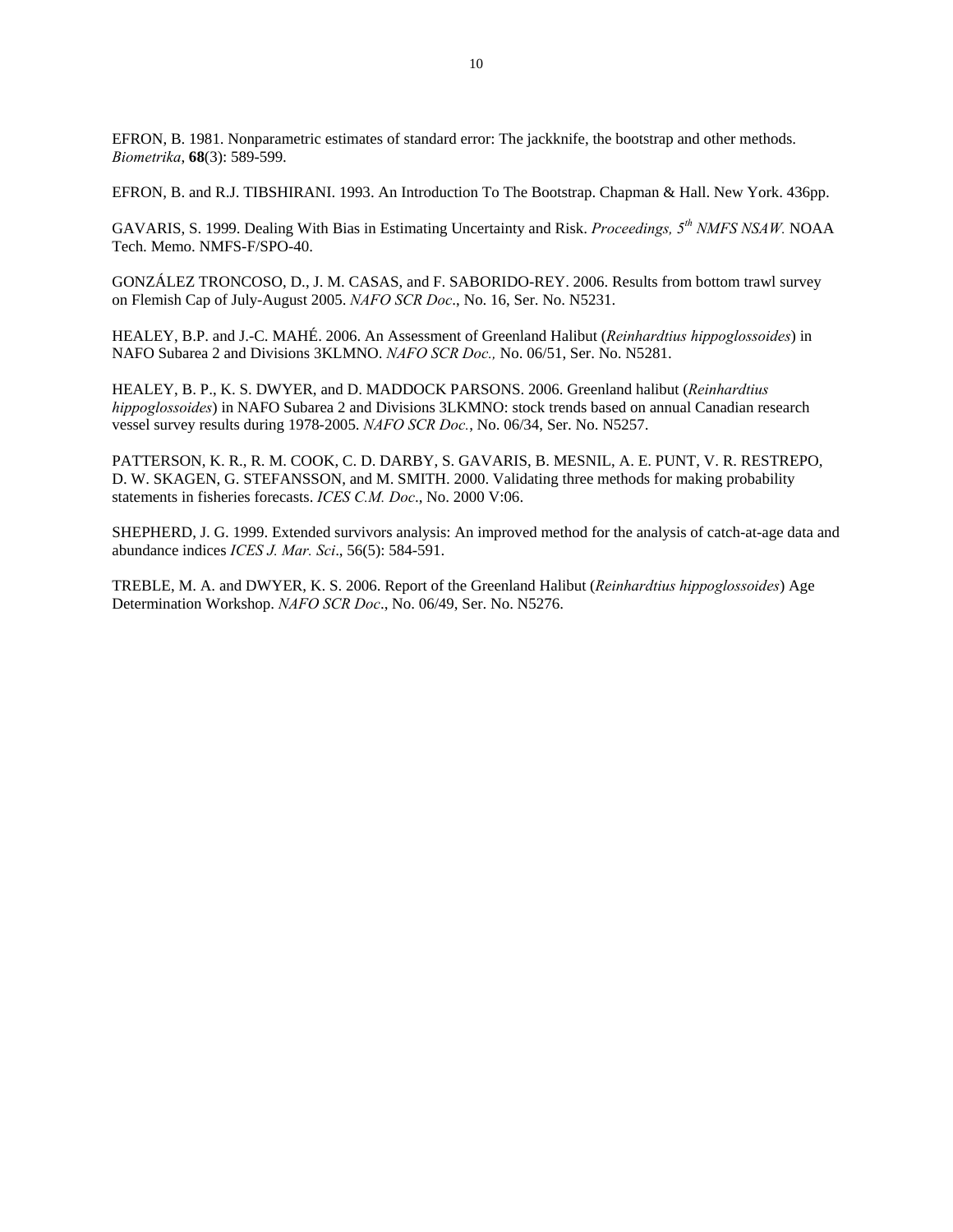EFRON, B. 1981. Nonparametric estimates of standard error: The jackknife, the bootstrap and other methods. *Biometrika*, **68**(3): 589-599.

EFRON, B. and R.J. TIBSHIRANI. 1993. An Introduction To The Bootstrap. Chapman & Hall. New York. 436pp.

GAVARIS, S. 1999. Dealing With Bias in Estimating Uncertainty and Risk. *Proceedings, 5th NMFS NSAW.* NOAA Tech. Memo. NMFS-F/SPO-40.

GONZÁLEZ TRONCOSO, D., J. M. CASAS, and F. SABORIDO-REY. 2006. Results from bottom trawl survey on Flemish Cap of July-August 2005. *NAFO SCR Doc*., No. 16, Ser. No. N5231.

HEALEY, B.P. and J.-C. MAHÉ. 2006. An Assessment of Greenland Halibut (*Reinhardtius hippoglossoides*) in NAFO Subarea 2 and Divisions 3KLMNO. *NAFO SCR Doc.,* No. 06/51, Ser. No. N5281.

HEALEY, B. P., K. S. DWYER, and D. MADDOCK PARSONS. 2006. Greenland halibut (*Reinhardtius hippoglossoides*) in NAFO Subarea 2 and Divisions 3LKMNO: stock trends based on annual Canadian research vessel survey results during 1978-2005. *NAFO SCR Doc.*, No. 06/34, Ser. No. N5257.

PATTERSON, K. R., R. M. COOK, C. D. DARBY, S. GAVARIS, B. MESNIL, A. E. PUNT, V. R. RESTREPO, D. W. SKAGEN, G. STEFANSSON, and M. SMITH. 2000. Validating three methods for making probability statements in fisheries forecasts. *ICES C.M. Doc*., No. 2000 V:06.

SHEPHERD, J. G. 1999. Extended survivors analysis: An improved method for the analysis of catch-at-age data and abundance indices *ICES J. Mar. Sci*., 56(5): 584-591.

TREBLE, M. A. and DWYER, K. S. 2006. Report of the Greenland Halibut (*Reinhardtius hippoglossoides*) Age Determination Workshop. *NAFO SCR Doc*., No. 06/49, Ser. No. N5276.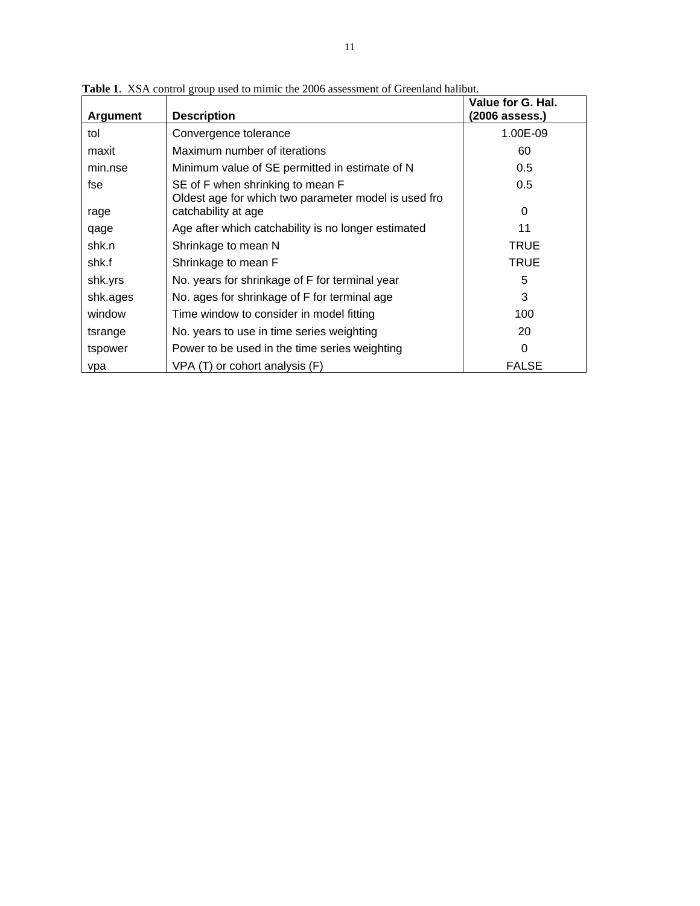**Table 1**. XSA control group used to mimic the 2006 assessment of Greenland halibut.

| **Argument** | **Description** | **Value for G. Hal. (2006 assess.)** |
|---|---|---|
| tol | Convergence tolerance | 1.00E-09 |
| maxit | Maximum number of iterations | 60 |
| min.nse | Minimum value of SE permitted in estimate of N | 0.5 |
| fse | SE of F when shrinking to mean F | 0.5 |
| rage | Oldest age for which two parameter model is used fro catchability at age | 0 |
| qage | Age after which catchability is no longer estimated | 11 |
| shk.n | Shrinkage to mean N | TRUE |
| shk.f | Shrinkage to mean F | TRUE |
| shk.yrs | No. years for shrinkage of F for terminal year | 5 |
| shk.ages | No. ages for shrinkage of F for terminal age | 3 |
| window | Time window to consider in model fitting | 100 |
| tsrange | No. years to use in time series weighting | 20 |
| tspower | Power to be used in the time series weighting | 0 |
| vpa | VPA (T) or cohort analysis (F) | FALSE |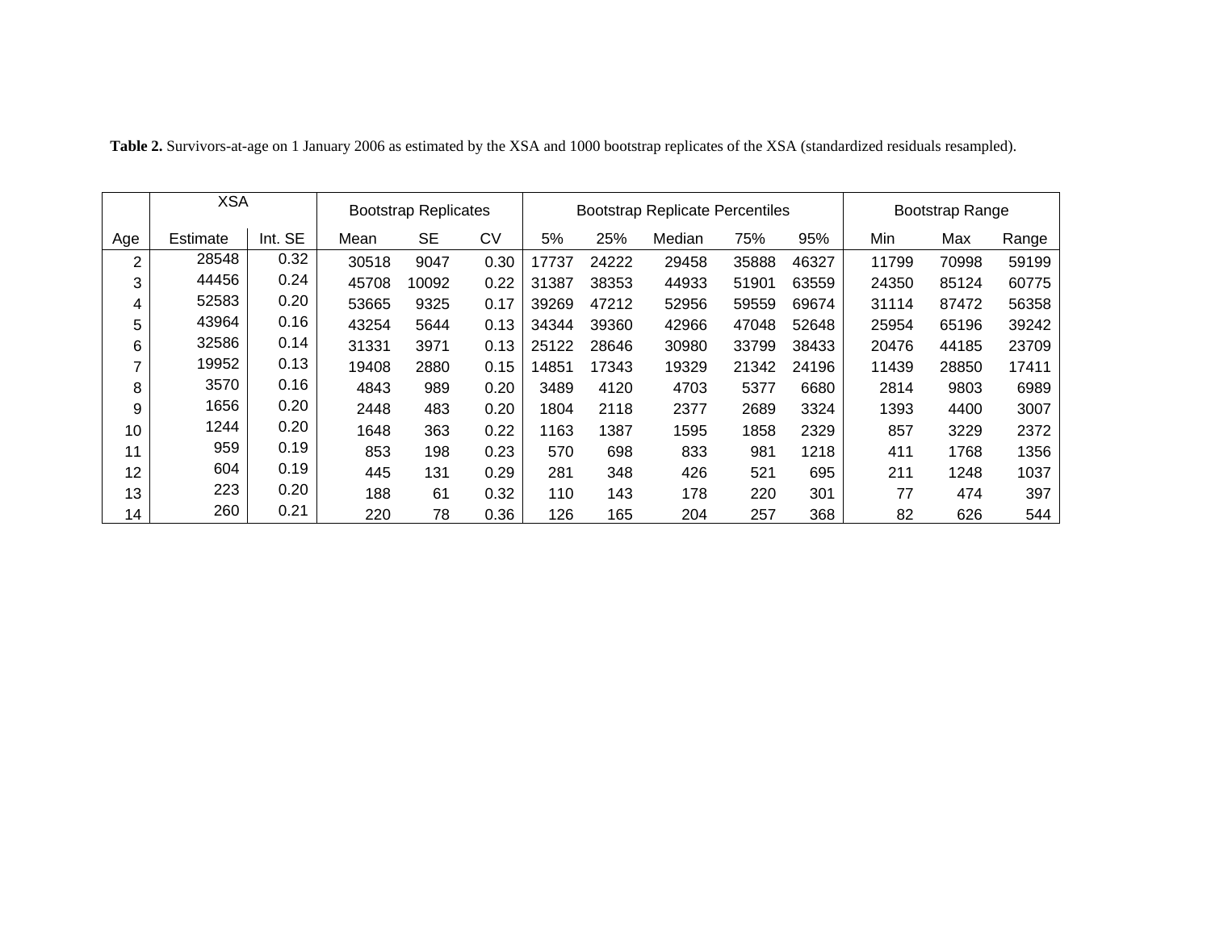**Table 2.** Survivors-at-age on 1 January 2006 as estimated by the XSA and 1000 bootstrap replicates of the XSA (standardized residuals resampled).

| | XSA | | Bootstrap Replicates | | | Bootstrap Replicate Percentiles | | | | | Bootstrap Range | | |
|---|---|---|---|---|---|---|---|---|---|---|---|---|---|
| Age | Estimate | Int. SE | Mean | SE | CV | 5% | 25% | Median | 75% | 95% | Min | Max | Range |
| 2 | 28548 | 0.32 | 30518 | 9047 | 0.30 | 17737 | 24222 | 29458 | 35888 | 46327 | 11799 | 70998 | 59199 |
| 3 | 44456 | 0.24 | 45708 | 10092 | 0.22 | 31387 | 38353 | 44933 | 51901 | 63559 | 24350 | 85124 | 60775 |
| 4 | 52583 | 0.20 | 53665 | 9325 | 0.17 | 39269 | 47212 | 52956 | 59559 | 69674 | 31114 | 87472 | 56358 |
| 5 | 43964 | 0.16 | 43254 | 5644 | 0.13 | 34344 | 39360 | 42966 | 47048 | 52648 | 25954 | 65196 | 39242 |
| 6 | 32586 | 0.14 | 31331 | 3971 | 0.13 | 25122 | 28646 | 30980 | 33799 | 38433 | 20476 | 44185 | 23709 |
| 7 | 19952 | 0.13 | 19408 | 2880 | 0.15 | 14851 | 17343 | 19329 | 21342 | 24196 | 11439 | 28850 | 17411 |
| 8 | 3570 | 0.16 | 4843 | 989 | 0.20 | 3489 | 4120 | 4703 | 5377 | 6680 | 2814 | 9803 | 6989 |
| 9 | 1656 | 0.20 | 2448 | 483 | 0.20 | 1804 | 2118 | 2377 | 2689 | 3324 | 1393 | 4400 | 3007 |
| 10 | 1244 | 0.20 | 1648 | 363 | 0.22 | 1163 | 1387 | 1595 | 1858 | 2329 | 857 | 3229 | 2372 |
| 11 | 959 | 0.19 | 853 | 198 | 0.23 | 570 | 698 | 833 | 981 | 1218 | 411 | 1768 | 1356 |
| 12 | 604 | 0.19 | 445 | 131 | 0.29 | 281 | 348 | 426 | 521 | 695 | 211 | 1248 | 1037 |
| 13 | 223 | 0.20 | 188 | 61 | 0.32 | 110 | 143 | 178 | 220 | 301 | 77 | 474 | 397 |
| 14 | 260 | 0.21 | 220 | 78 | 0.36 | 126 | 165 | 204 | 257 | 368 | 82 | 626 | 544 |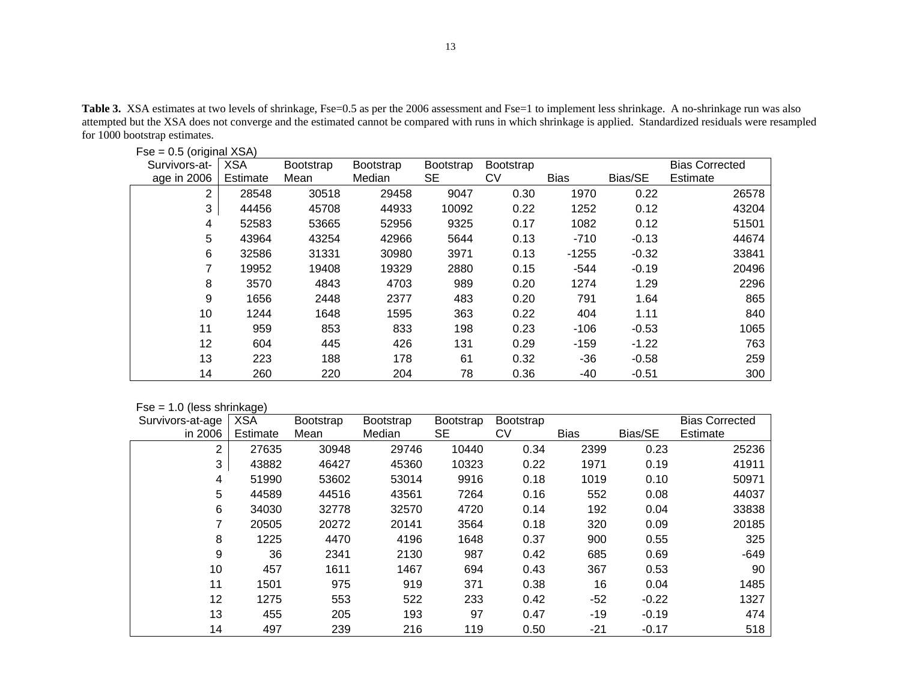**Table 3.** XSA estimates at two levels of shrinkage, Fse=0.5 as per the 2006 assessment and Fse=1 to implement less shrinkage. A no-shrinkage run was also attempted but the XSA does not converge and the estimated cannot be compared with runs in which shrinkage is applied. Standardized residuals were resampled for 1000 bootstrap estimates.

Fse = 0.5 (original XSA)

| Survivors-at-age in 2006 | XSA Estimate | Bootstrap Mean | Bootstrap Median | Bootstrap SE | Bootstrap CV | Bias | Bias/SE | Bias Corrected Estimate |
|---|---|---|---|---|---|---|---|---|
| 2 | 28548 | 30518 | 29458 | 9047 | 0.30 | 1970 | 0.22 | 26578 |
| 3 | 44456 | 45708 | 44933 | 10092 | 0.22 | 1252 | 0.12 | 43204 |
| 4 | 52583 | 53665 | 52956 | 9325 | 0.17 | 1082 | 0.12 | 51501 |
| 5 | 43964 | 43254 | 42966 | 5644 | 0.13 | -710 | -0.13 | 44674 |
| 6 | 32586 | 31331 | 30980 | 3971 | 0.13 | -1255 | -0.32 | 33841 |
| 7 | 19952 | 19408 | 19329 | 2880 | 0.15 | -544 | -0.19 | 20496 |
| 8 | 3570 | 4843 | 4703 | 989 | 0.20 | 1274 | 1.29 | 2296 |
| 9 | 1656 | 2448 | 2377 | 483 | 0.20 | 791 | 1.64 | 865 |
| 10 | 1244 | 1648 | 1595 | 363 | 0.22 | 404 | 1.11 | 840 |
| 11 | 959 | 853 | 833 | 198 | 0.23 | -106 | -0.53 | 1065 |
| 12 | 604 | 445 | 426 | 131 | 0.29 | -159 | -1.22 | 763 |
| 13 | 223 | 188 | 178 | 61 | 0.32 | -36 | -0.58 | 259 |
| 14 | 260 | 220 | 204 | 78 | 0.36 | -40 | -0.51 | 300 |

Fse = 1.0 (less shrinkage)

| Survivors-at-age in 2006 | XSA Estimate | Bootstrap Mean | Bootstrap Median | Bootstrap SE | Bootstrap CV | Bias | Bias/SE | Bias Corrected Estimate |
|---|---|---|---|---|---|---|---|---|
| 2 | 27635 | 30948 | 29746 | 10440 | 0.34 | 2399 | 0.23 | 25236 |
| 3 | 43882 | 46427 | 45360 | 10323 | 0.22 | 1971 | 0.19 | 41911 |
| 4 | 51990 | 53602 | 53014 | 9916 | 0.18 | 1019 | 0.10 | 50971 |
| 5 | 44589 | 44516 | 43561 | 7264 | 0.16 | 552 | 0.08 | 44037 |
| 6 | 34030 | 32778 | 32570 | 4720 | 0.14 | 192 | 0.04 | 33838 |
| 7 | 20505 | 20272 | 20141 | 3564 | 0.18 | 320 | 0.09 | 20185 |
| 8 | 1225 | 4470 | 4196 | 1648 | 0.37 | 900 | 0.55 | 325 |
| 9 | 36 | 2341 | 2130 | 987 | 0.42 | 685 | 0.69 | -649 |
| 10 | 457 | 1611 | 1467 | 694 | 0.43 | 367 | 0.53 | 90 |
| 11 | 1501 | 975 | 919 | 371 | 0.38 | 16 | 0.04 | 1485 |
| 12 | 1275 | 553 | 522 | 233 | 0.42 | -52 | -0.22 | 1327 |
| 13 | 455 | 205 | 193 | 97 | 0.47 | -19 | -0.19 | 474 |
| 14 | 497 | 239 | 216 | 119 | 0.50 | -21 | -0.17 | 518 |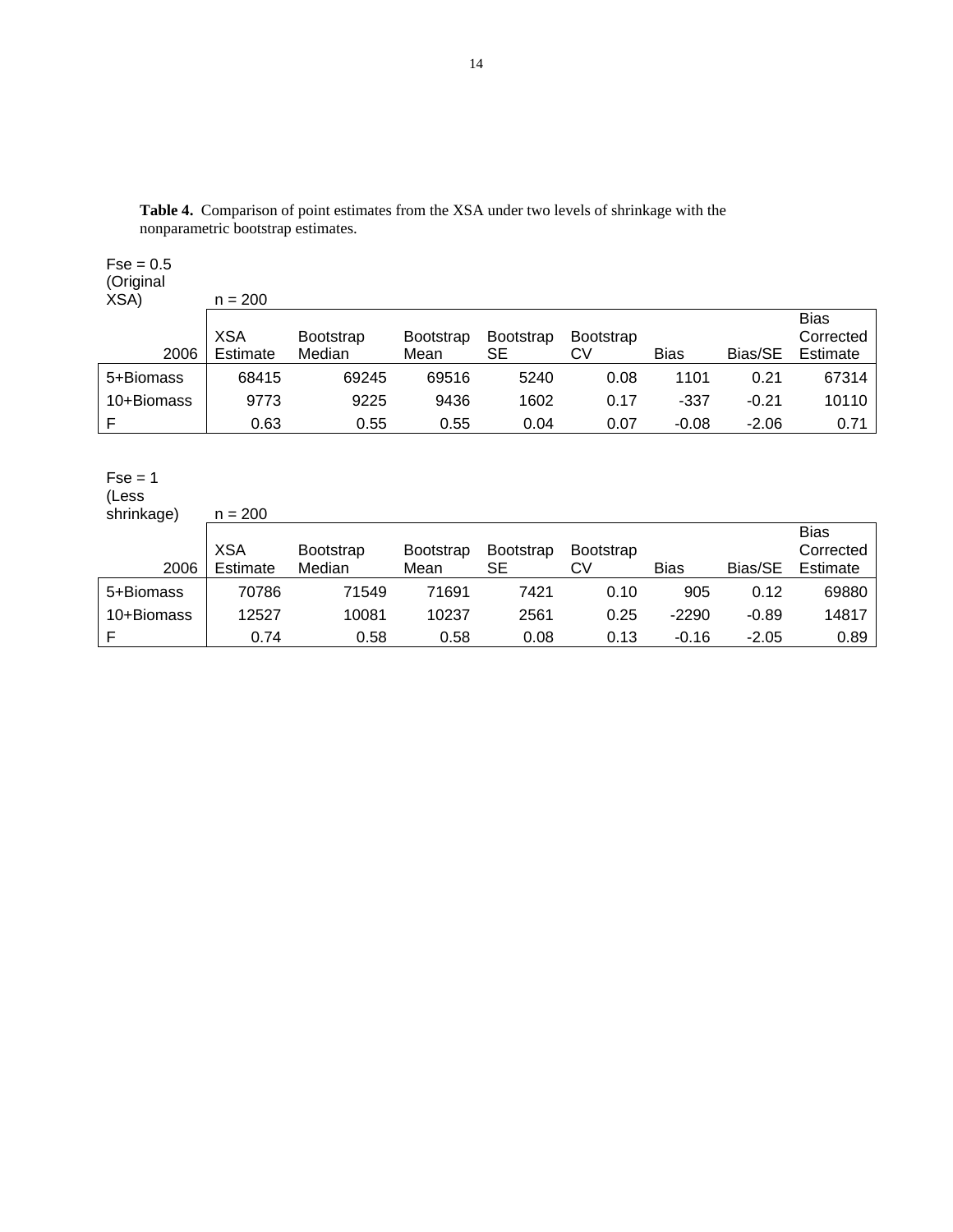**Table 4.** Comparison of point estimates from the XSA under two levels of shrinkage with the nonparametric bootstrap estimates.

Fse = 0.5 (Original XSA) n = 200

| 2006 | XSA Estimate | Bootstrap Median | Bootstrap Mean | Bootstrap SE | Bootstrap CV | Bias | Bias/SE | Bias Corrected Estimate |
|---|---|---|---|---|---|---|---|---|
| 5+Biomass | 68415 | 69245 | 69516 | 5240 | 0.08 | 1101 | 0.21 | 67314 |
| 10+Biomass | 9773 | 9225 | 9436 | 1602 | 0.17 | -337 | -0.21 | 10110 |
| F | 0.63 | 0.55 | 0.55 | 0.04 | 0.07 | -0.08 | -2.06 | 0.71 |

Fse = 1 (Less shrinkage) n = 200

| 2006 | XSA Estimate | Bootstrap Median | Bootstrap Mean | Bootstrap SE | Bootstrap CV | Bias | Bias/SE | Bias Corrected Estimate |
|---|---|---|---|---|---|---|---|---|
| 5+Biomass | 70786 | 71549 | 71691 | 7421 | 0.10 | 905 | 0.12 | 69880 |
| 10+Biomass | 12527 | 10081 | 10237 | 2561 | 0.25 | -2290 | -0.89 | 14817 |
| F | 0.74 | 0.58 | 0.58 | 0.08 | 0.13 | -0.16 | -2.05 | 0.89 |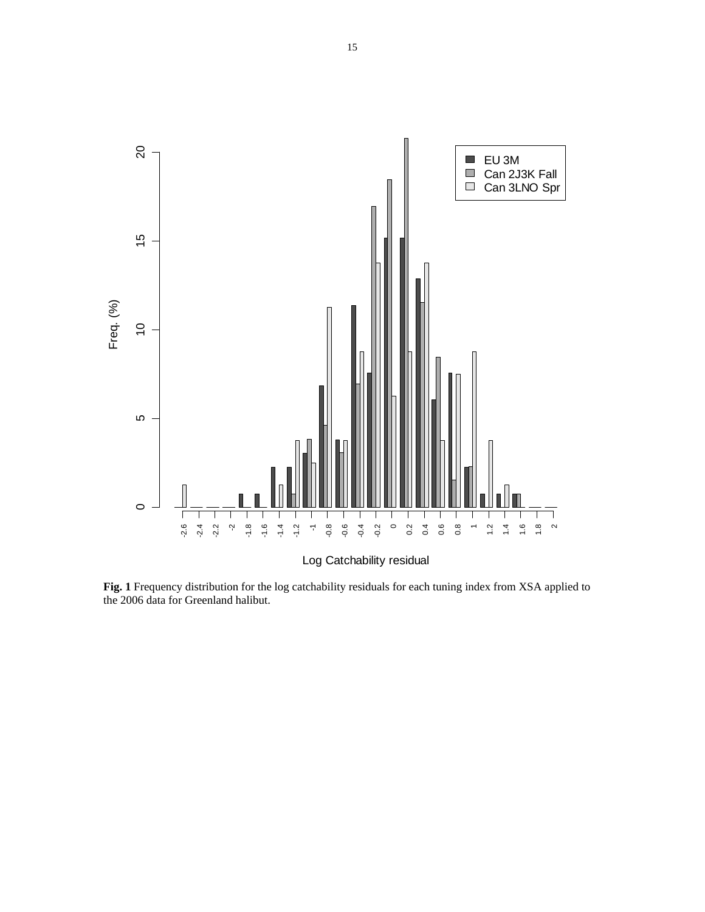**Fig. 1** Frequency distribution for the log catchability residuals for each tuning index from XSA applied to the 2006 data for Greenland halibut.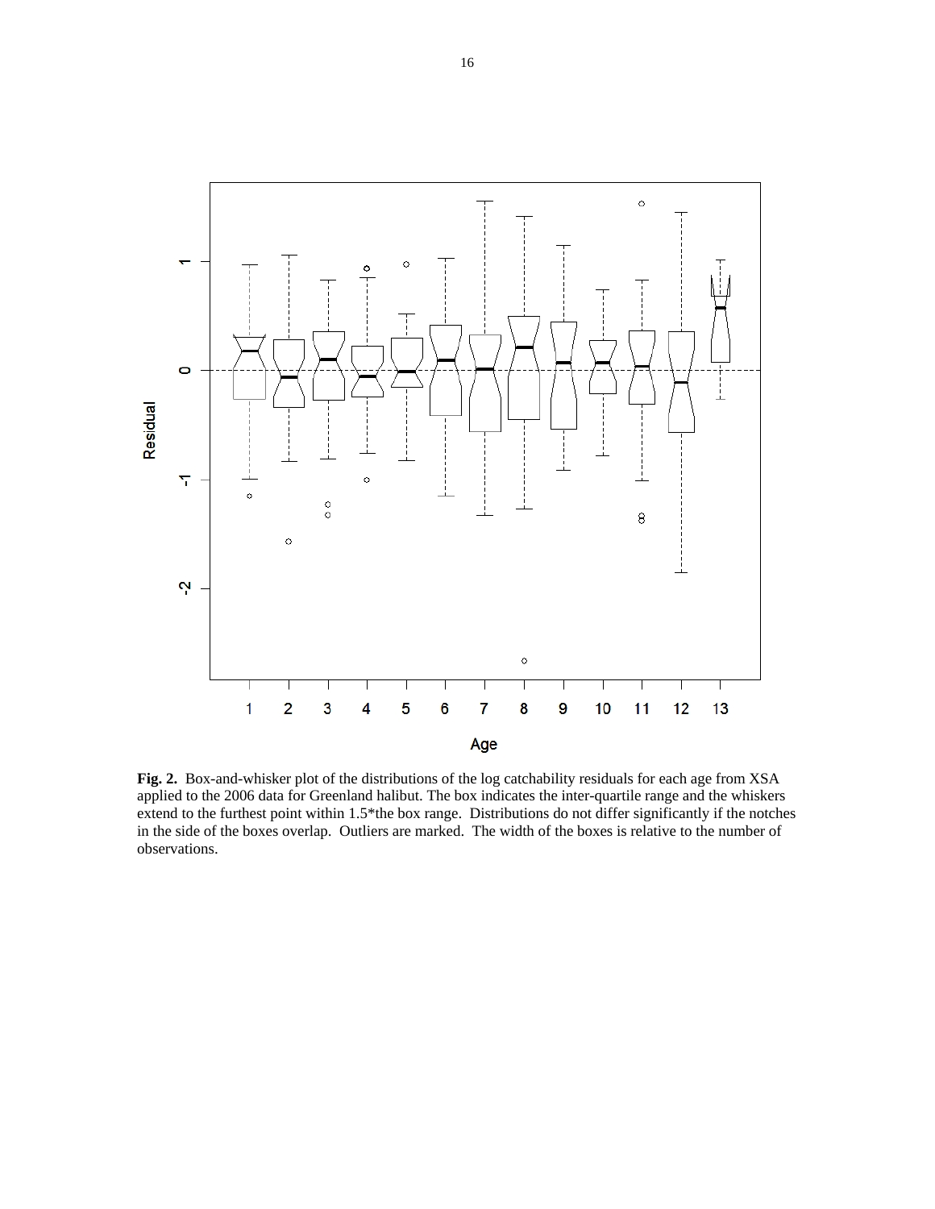**Fig. 2.** Box-and-whisker plot of the distributions of the log catchability residuals for each age from XSA applied to the 2006 data for Greenland halibut. The box indicates the inter-quartile range and the whiskers extend to the furthest point within 1.5*the box range. Distributions do not differ significantly if the notches in the side of the boxes overlap. Outliers are marked. The width of the boxes is relative to the number of observations.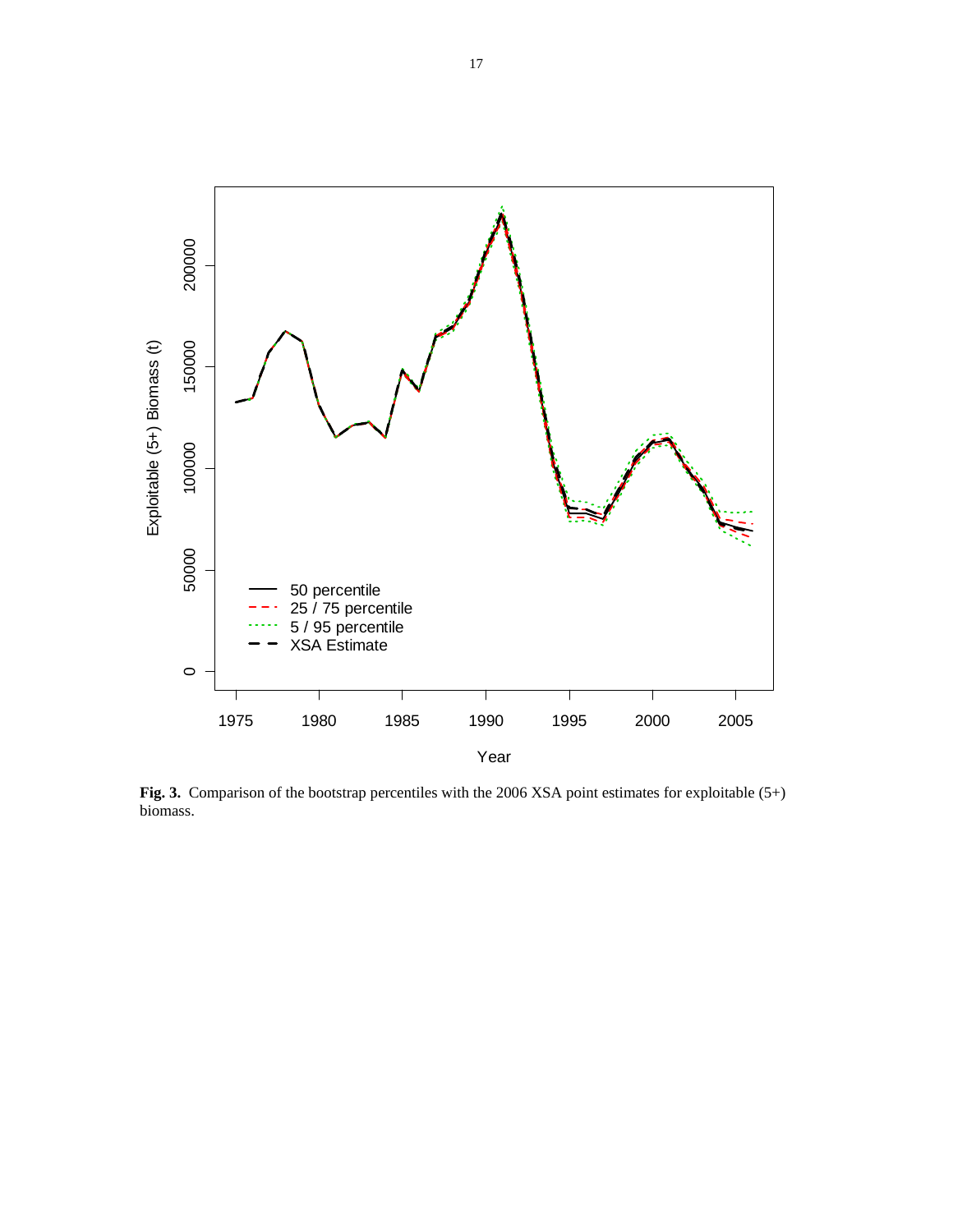**Fig. 3.** Comparison of the bootstrap percentiles with the 2006 XSA point estimates for exploitable (5+) biomass.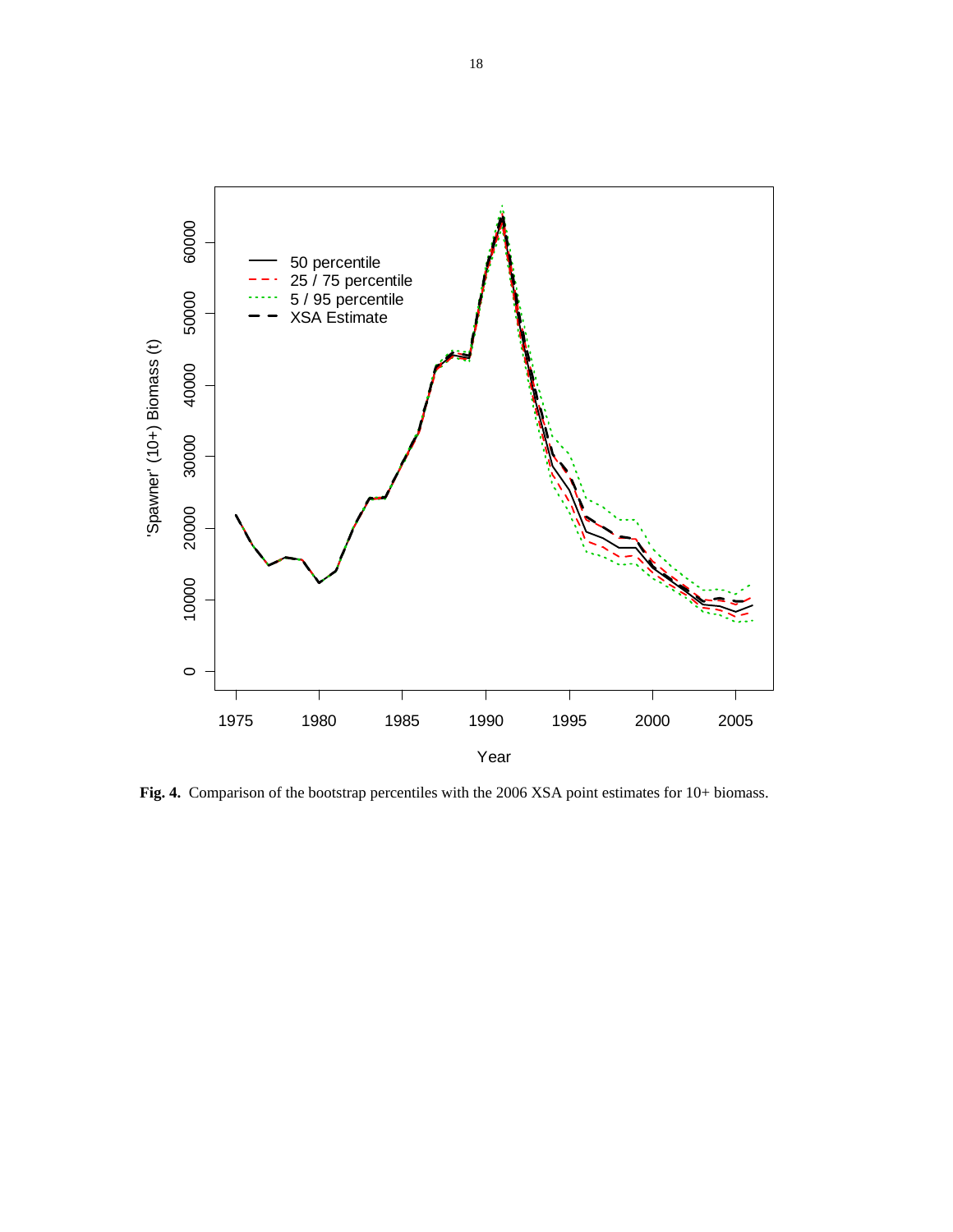**Fig. 4.** Comparison of the bootstrap percentiles with the 2006 XSA point estimates for 10+ biomass.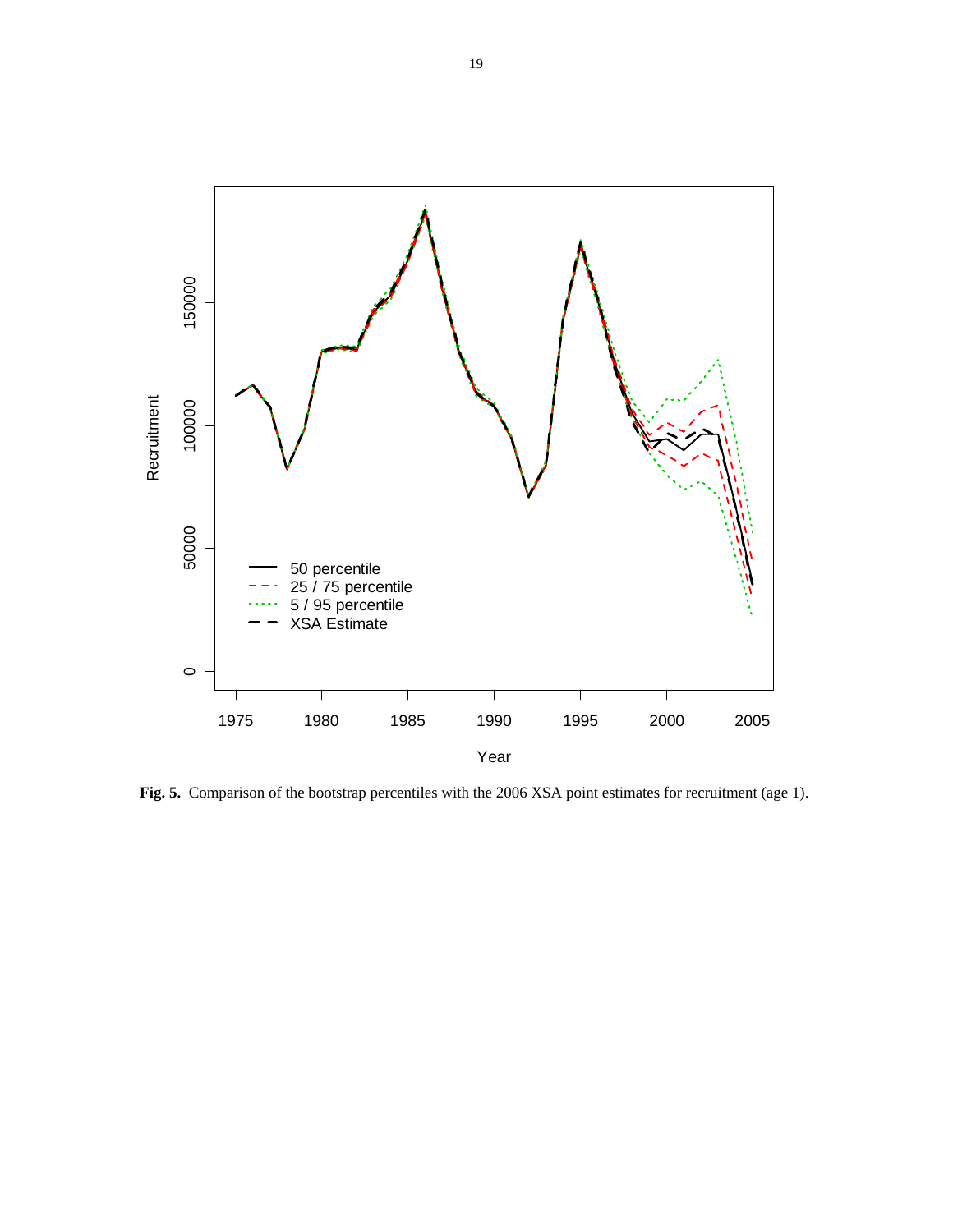**Fig. 5.** Comparison of the bootstrap percentiles with the 2006 XSA point estimates for recruitment (age 1).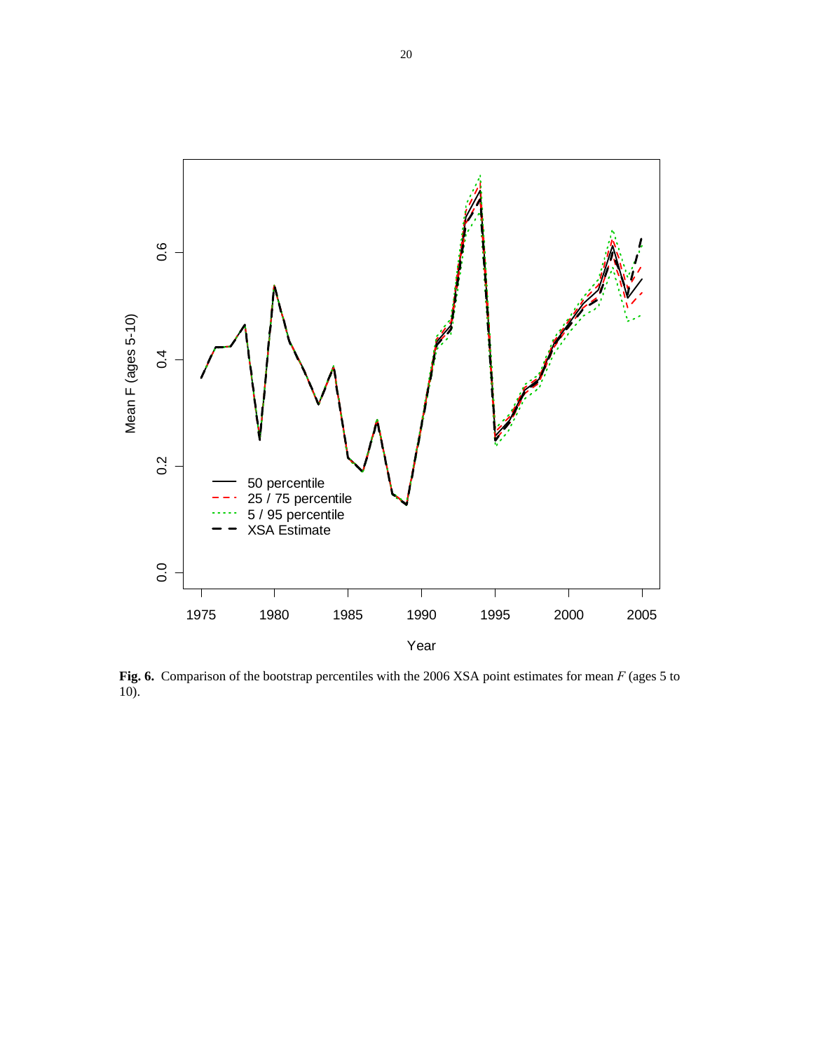**Fig. 6.** Comparison of the bootstrap percentiles with the 2006 XSA point estimates for mean $F$ (ages 5 to 10).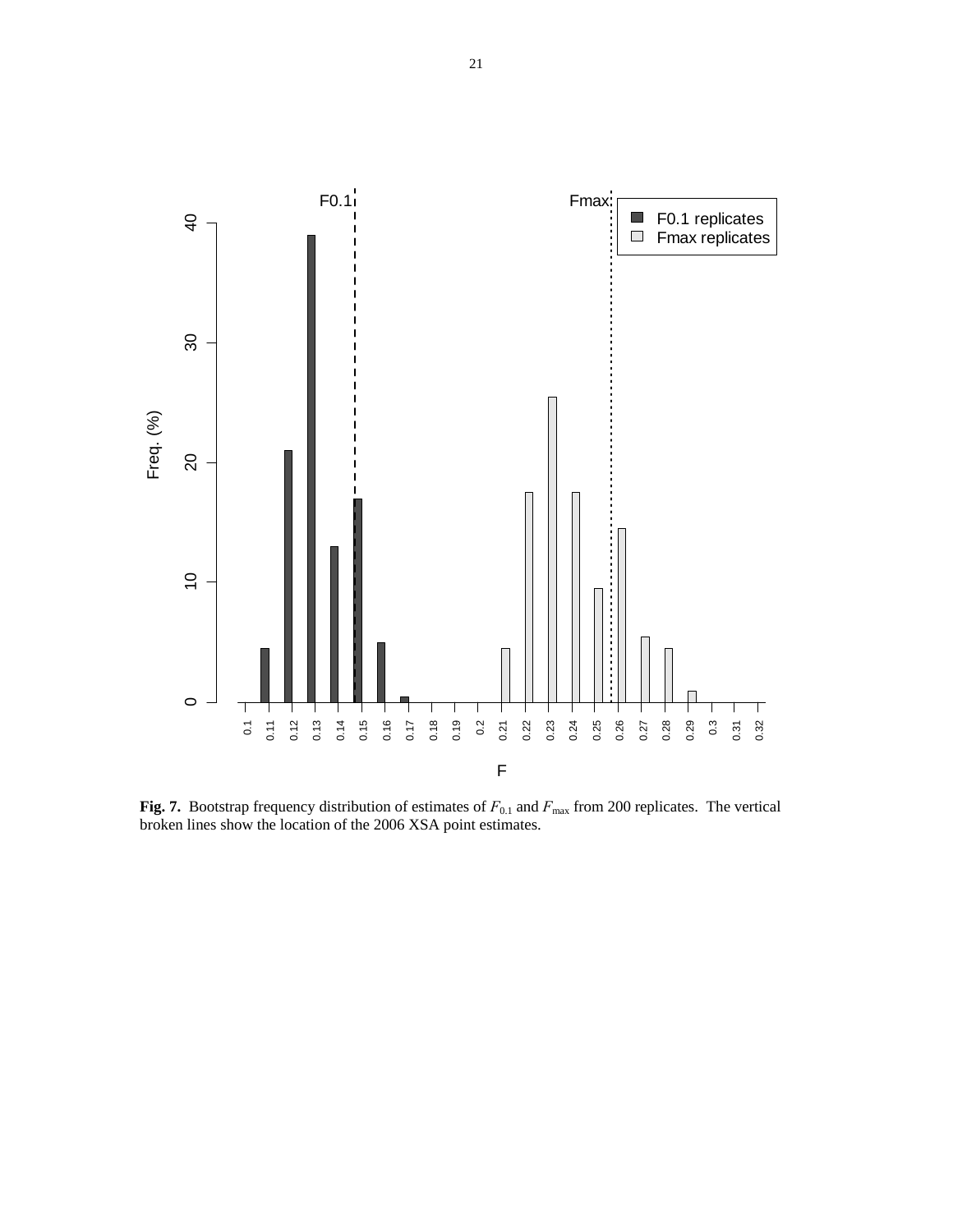**Fig. 7.** Bootstrap frequency distribution of estimates of $F_{0.1}$ and $F_{max}$ from 200 replicates. The vertical broken lines show the location of the 2006 XSA point estimates.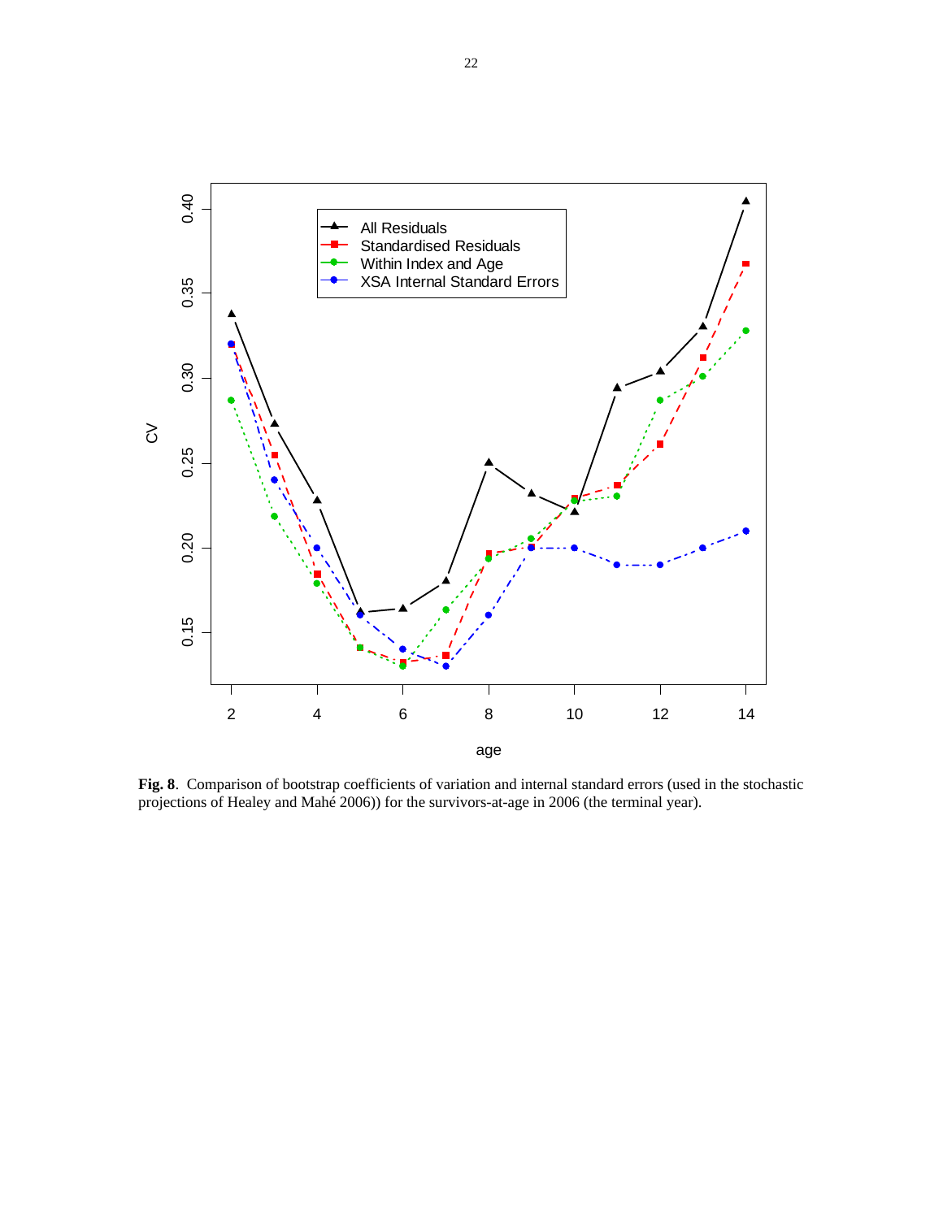**Fig. 8**. Comparison of bootstrap coefficients of variation and internal standard errors (used in the stochastic projections of Healey and Mahé 2006)) for the survivors-at-age in 2006 (the terminal year).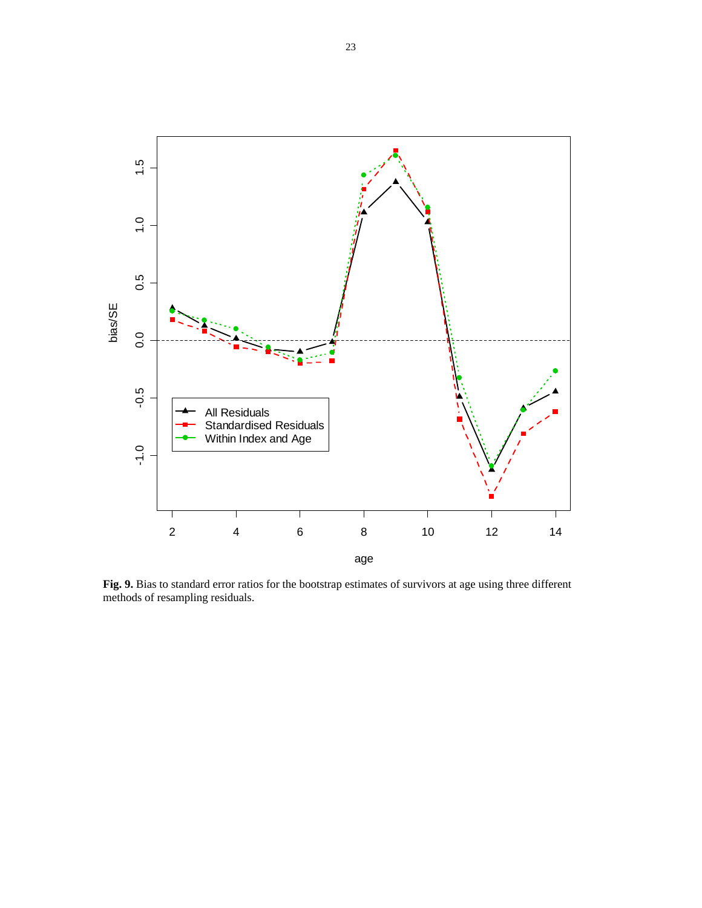**Fig. 9.** Bias to standard error ratios for the bootstrap estimates of survivors at age using three different methods of resampling residuals.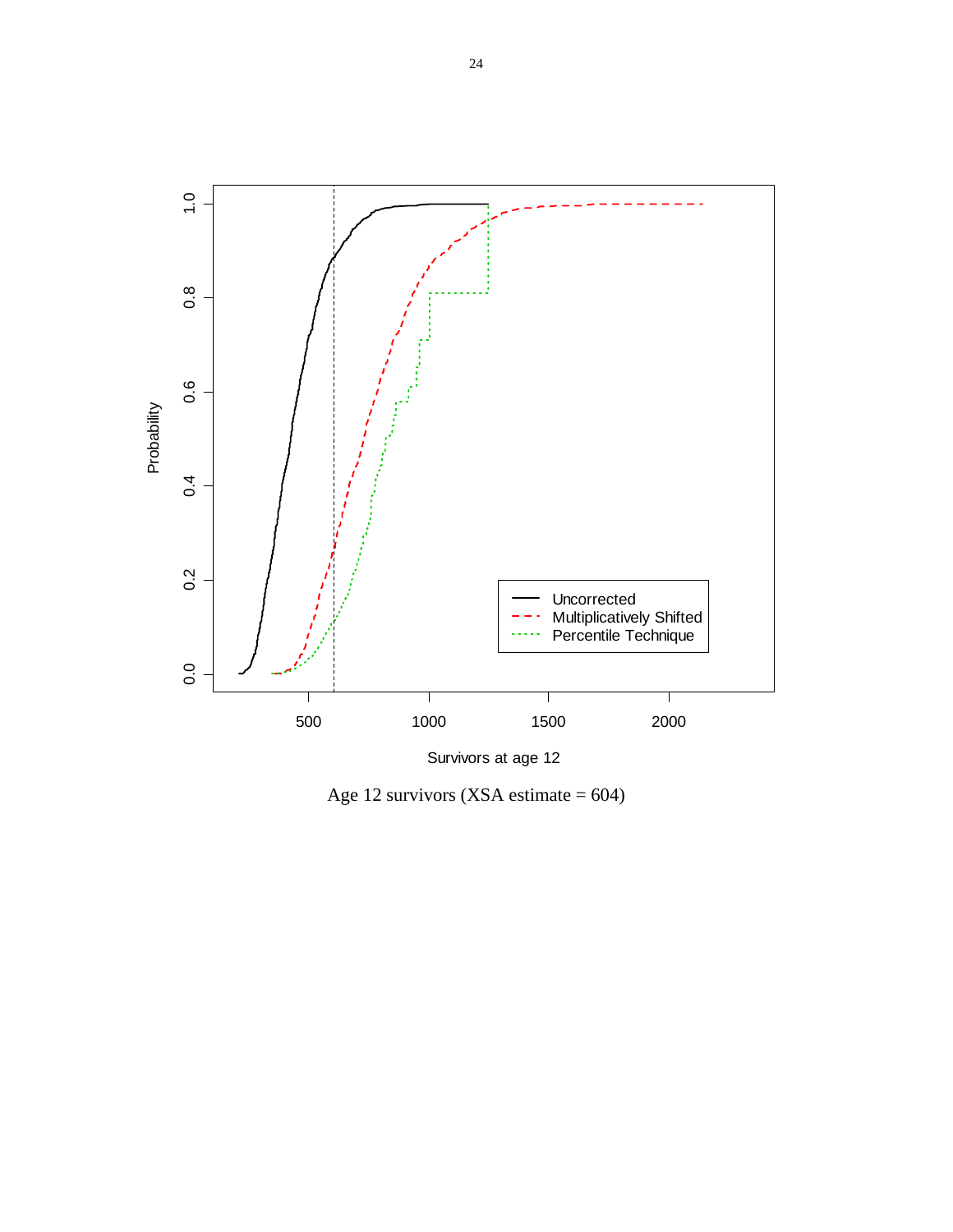Age 12 survivors (XSA estimate = 604)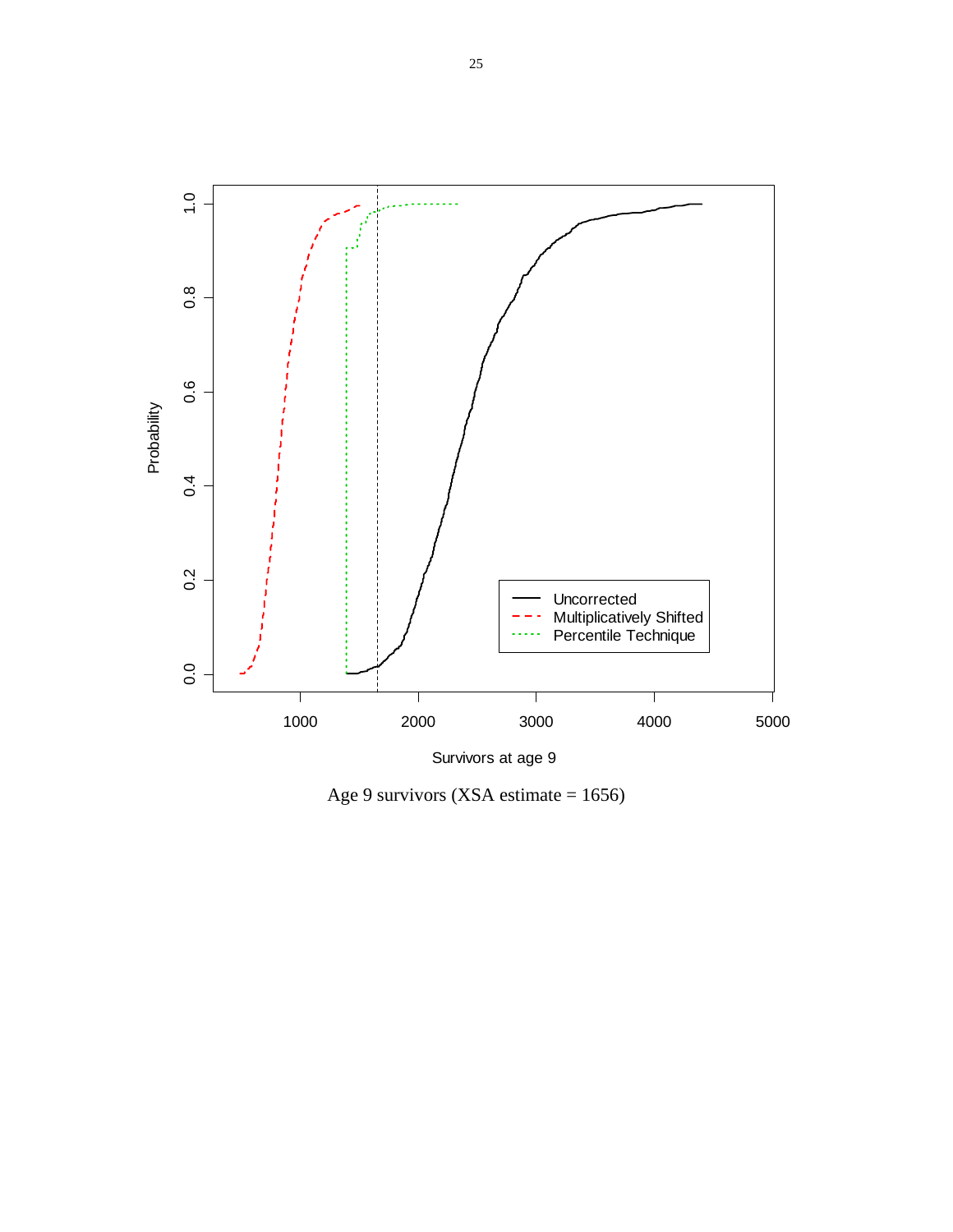Age 9 survivors (XSA estimate = 1656)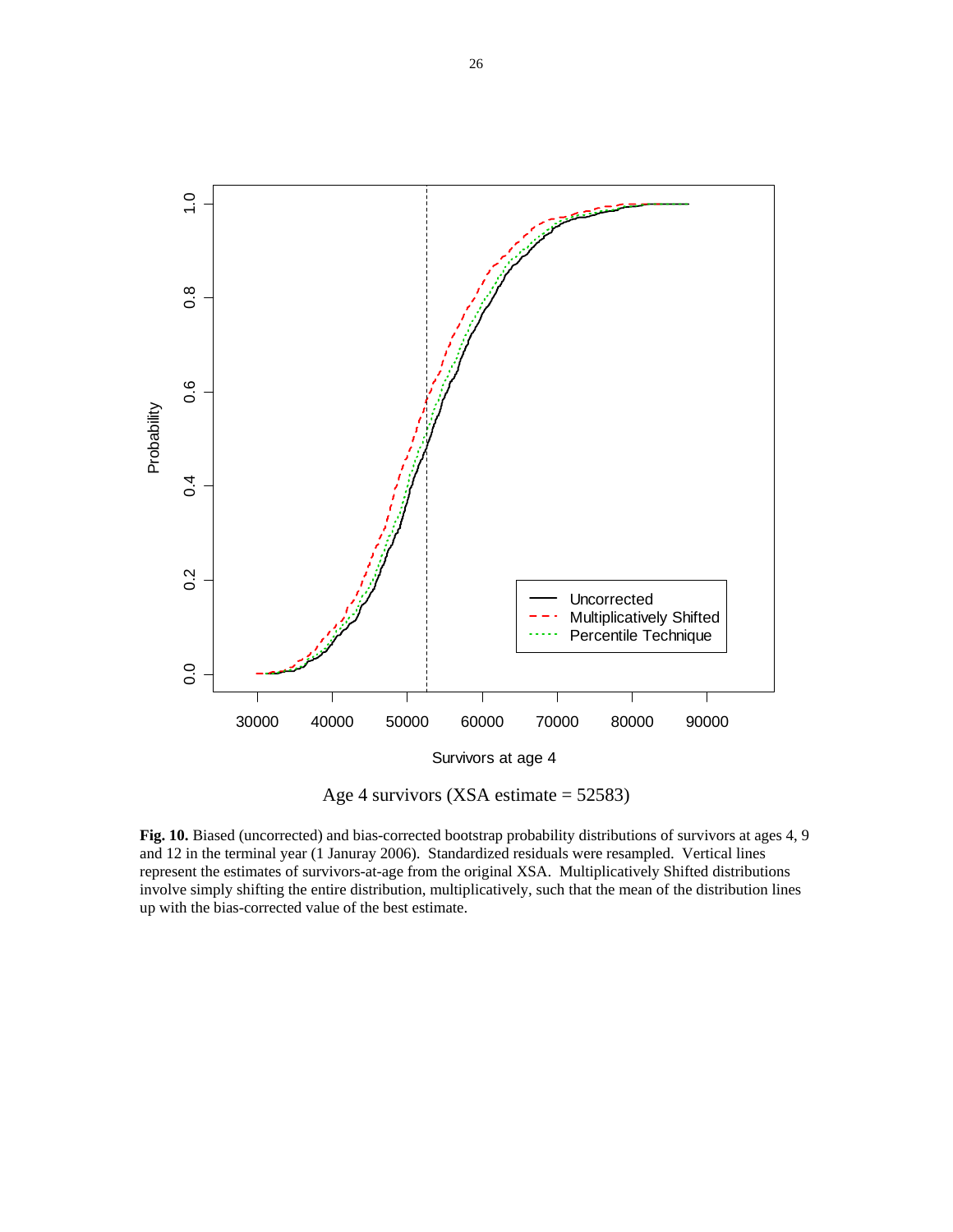Age 4 survivors (XSA estimate = 52583)

**Fig. 10.** Biased (uncorrected) and bias-corrected bootstrap probability distributions of survivors at ages 4, 9 and 12 in the terminal year (1 Januray 2006). Standardized residuals were resampled. Vertical lines represent the estimates of survivors-at-age from the original XSA. Multiplicatively Shifted distributions involve simply shifting the entire distribution, multiplicatively, such that the mean of the distribution lines up with the bias-corrected value of the best estimate.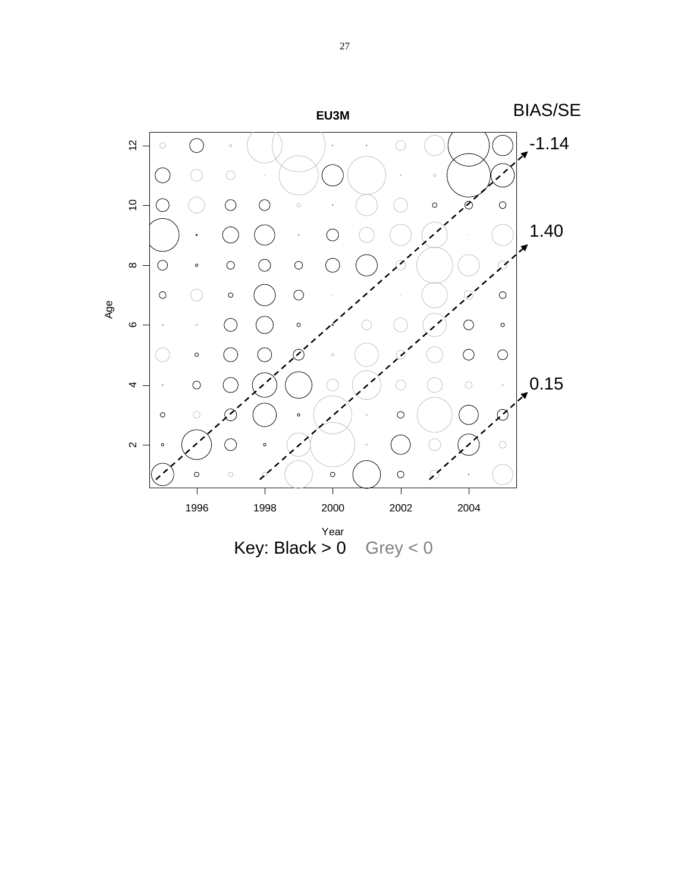**EU3M**

BIAS/SE

-1.14

1.40

0.15

Age

Year

Key: Black > 0 Grey < 0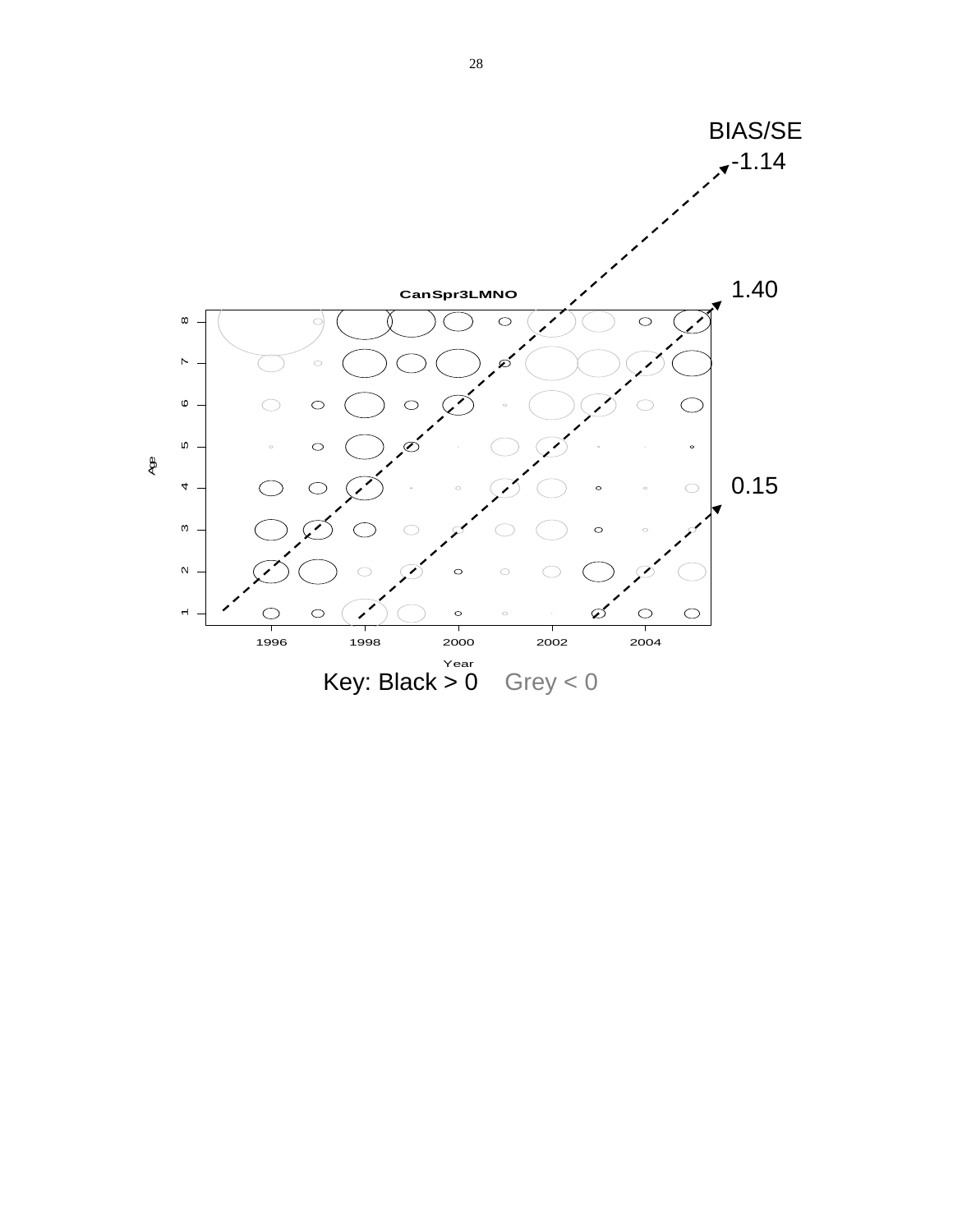BIAS/SE

-1.14

1.40

0.15

CanSpr3LMNO

Age

Year

Key: Black > 0    Grey < 0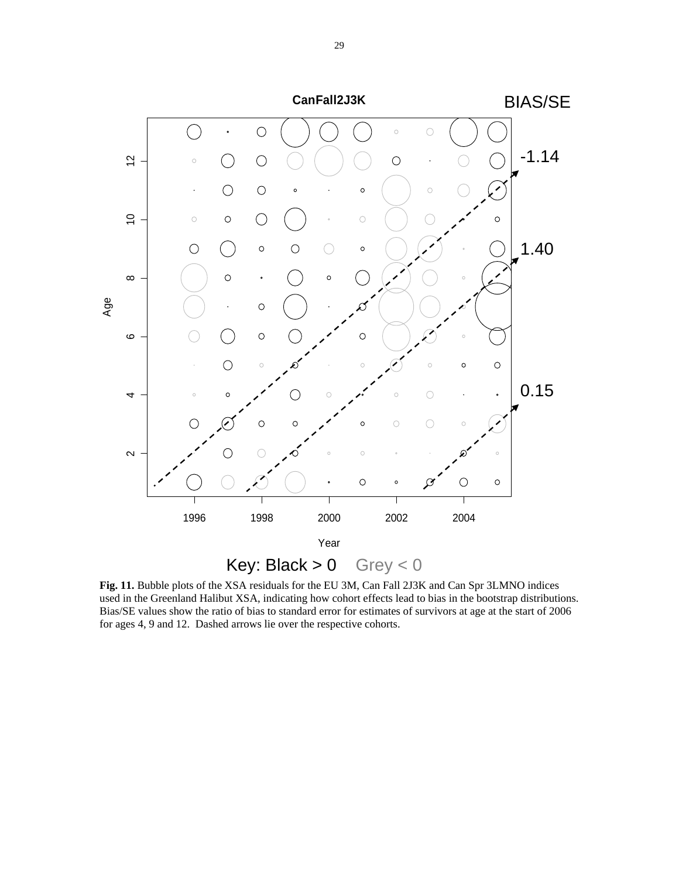**Fig. 11.** Bubble plots of the XSA residuals for the EU 3M, Can Fall 2J3K and Can Spr 3LMNO indices used in the Greenland Halibut XSA, indicating how cohort effects lead to bias in the bootstrap distributions. Bias/SE values show the ratio of bias to standard error for estimates of survivors at age at the start of 2006 for ages 4, 9 and 12. Dashed arrows lie over the respective cohorts.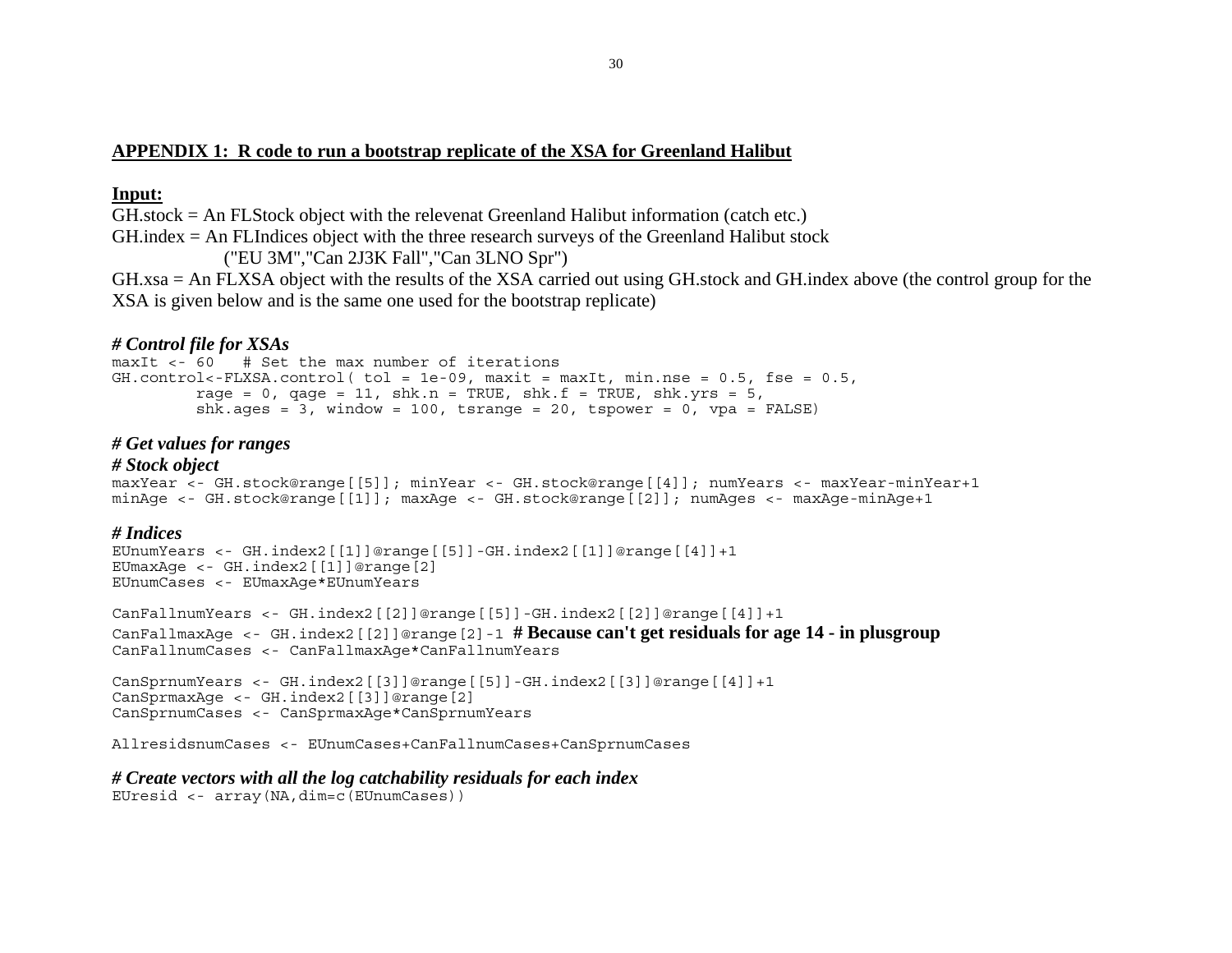## APPENDIX 1: R code to run a bootstrap replicate of the XSA for Greenland Halibut

### Input:

GH.stock = An FLStock object with the relevenat Greenland Halibut information (catch etc.)
GH.index = An FLIndices object with the three research surveys of the Greenland Halibut stock
("EU 3M","Can 2J3K Fall","Can 3LNO Spr")
GH.xsa = An FLXSA object with the results of the XSA carried out using GH.stock and GH.index above (the control group for the XSA is given below and is the same one used for the bootstrap replicate)

***# Control file for XSAs***

```
maxIt <- 60   # Set the max number of iterations
GH.control<-FLXSA.control( tol = 1e-09, maxit = maxIt, min.nse = 0.5, fse = 0.5,
         rage = 0, qage = 11, shk.n = TRUE, shk.f = TRUE, shk.yrs = 5,
         shk.ages = 3, window = 100, tsrange = 20, tspower = 0, vpa = FALSE)
```

***# Get values for ranges***

***# Stock object***

```
maxYear <- GH.stock@range[[5]]; minYear <- GH.stock@range[[4]]; numYears <- maxYear-minYear+1
minAge <- GH.stock@range[[1]]; maxAge <- GH.stock@range[[2]]; numAges <- maxAge-minAge+1
```

***# Indices***

```
EUnumYears <- GH.index2[[1]]@range[[5]]-GH.index2[[1]]@range[[4]]+1
EUmaxAge <- GH.index2[[1]]@range[2]
EUnumCases <- EUmaxAge*EUnumYears

CanFallnumYears <- GH.index2[[2]]@range[[5]]-GH.index2[[2]]@range[[4]]+1
CanFallmaxAge <- GH.index2[[2]]@range[2]-1  # Because can't get residuals for age 14 - in plusgroup
CanFallnumCases <- CanFallmaxAge*CanFallnumYears

CanSprnumYears <- GH.index2[[3]]@range[[5]]-GH.index2[[3]]@range[[4]]+1
CanSprmaxAge <- GH.index2[[3]]@range[2]
CanSprnumCases <- CanSprmaxAge*CanSprnumYears

AllresidsnumCases <- EUnumCases+CanFallnumCases+CanSprnumCases
```

***# Create vectors with all the log catchability residuals for each index***

```
EUresid <- array(NA,dim=c(EUnumCases))
```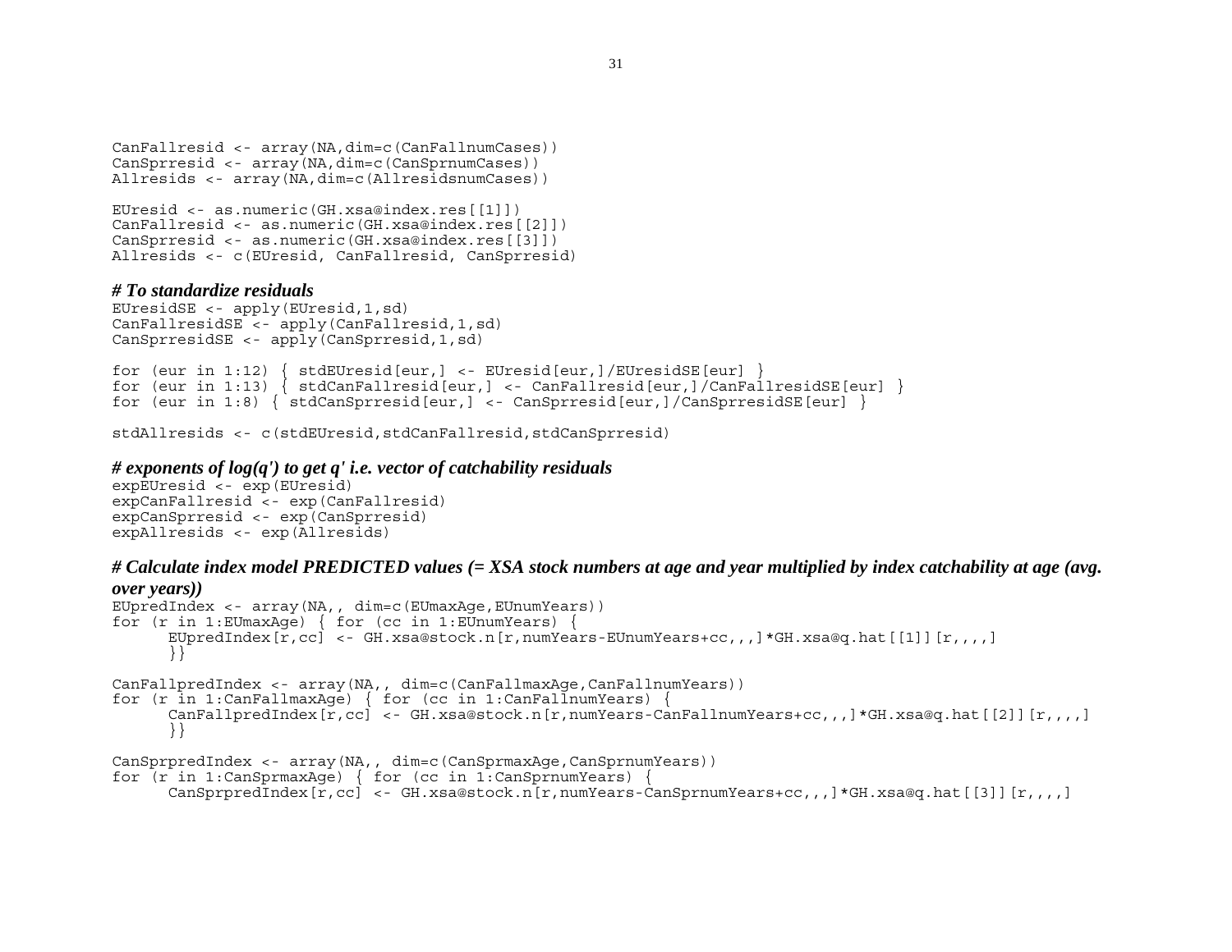```
CanFallresid <- array(NA,dim=c(CanFallnumCases))
CanSprresid <- array(NA,dim=c(CanSprnumCases))
Allresids <- array(NA,dim=c(AllresidsnumCases))

EUresid <- as.numeric(GH.xsa@index.res[[1]])
CanFallresid <- as.numeric(GH.xsa@index.res[[2]])
CanSprresid <- as.numeric(GH.xsa@index.res[[3]])
Allresids <- c(EUresid, CanFallresid, CanSprresid)
```

***# To standardize residuals***

```
EUresidSE <- apply(EUresid,1,sd)
CanFallresidSE <- apply(CanFallresid,1,sd)
CanSprresidSE <- apply(CanSprresid,1,sd)

for (eur in 1:12) { stdEUresid[eur,] <- EUresid[eur,]/EUresidSE[eur] }
for (eur in 1:13) { stdCanFallresid[eur,] <- CanFallresid[eur,]/CanFallresidSE[eur] }
for (eur in 1:8) { stdCanSprresid[eur,] <- CanSprresid[eur,]/CanSprresidSE[eur] }

stdAllresids <- c(stdEUresid,stdCanFallresid,stdCanSprresid)
```

***# exponents of log(q') to get q' i.e. vector of catchability residuals***

```
expEUresid <- exp(EUresid)
expCanFallresid <- exp(CanFallresid)
expCanSprresid <- exp(CanSprresid)
expAllresids <- exp(Allresids)
```

***# Calculate index model PREDICTED values (= XSA stock numbers at age and year multiplied by index catchability at age (avg. over years))***

```
EUpredIndex <- array(NA,, dim=c(EUmaxAge,EUnumYears))
for (r in 1:EUmaxAge) { for (cc in 1:EUnumYears) {
      EUpredIndex[r,cc] <- GH.xsa@stock.n[r,numYears-EUnumYears+cc,,,]*GH.xsa@q.hat[[1]][r,,,,]
      }}

CanFallpredIndex <- array(NA,, dim=c(CanFallmaxAge,CanFallnumYears))
for (r in 1:CanFallmaxAge) { for (cc in 1:CanFallnumYears) {
      CanFallpredIndex[r,cc] <- GH.xsa@stock.n[r,numYears-CanFallnumYears+cc,,,]*GH.xsa@q.hat[[2]][r,,,,]
      }}

CanSprpredIndex <- array(NA,, dim=c(CanSprmaxAge,CanSprnumYears))
for (r in 1:CanSprmaxAge) { for (cc in 1:CanSprnumYears) {
      CanSprpredIndex[r,cc] <- GH.xsa@stock.n[r,numYears-CanSprnumYears+cc,,,]*GH.xsa@q.hat[[3]][r,,,,]
```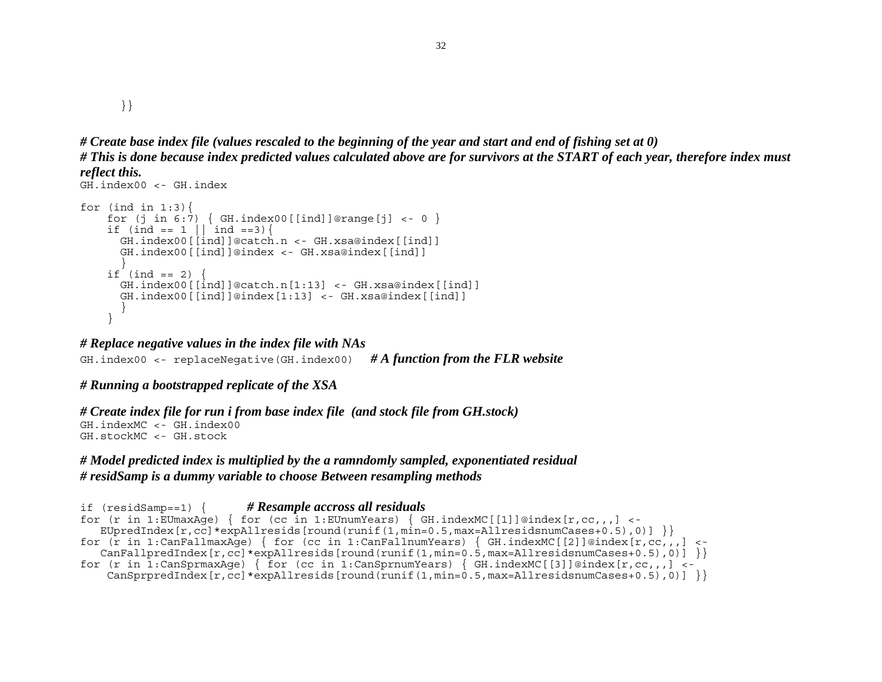```
    }}
```

***# Create base index file (values rescaled to the beginning of the year and start and end of fishing set at 0)***
***# This is done because index predicted values calculated above are for survivors at the START of each year, therefore index must reflect this.***

```
GH.index00 <- GH.index

for (ind in 1:3){
    for (j in 6:7) { GH.index00[[ind]]@range[j] <- 0 }
    if (ind == 1 || ind ==3){
      GH.index00[[ind]]@catch.n <- GH.xsa@index[[ind]]
      GH.index00[[ind]]@index <- GH.xsa@index[[ind]]
      }
    if (ind == 2) {
      GH.index00[[ind]]@catch.n[1:13] <- GH.xsa@index[[ind]]
      GH.index00[[ind]]@index[1:13] <- GH.xsa@index[[ind]]
      }
    }
```

***# Replace negative values in the index file with NAs***

```
GH.index00 <- replaceNegative(GH.index00)    # A function from the FLR website
```

***# Running a bootstrapped replicate of the XSA***

***# Create index file for run i from base index file (and stock file from GH.stock)***

```
GH.indexMC <- GH.index00
GH.stockMC <- GH.stock
```

***# Model predicted index is multiplied by the a ramndomly sampled, exponentiated residual***
***# residSamp is a dummy variable to choose Between resampling methods***

```
if (residSamp==1) {       # Resample accross all residuals
for (r in 1:EUmaxAge) { for (cc in 1:EUnumYears) { GH.indexMC[[1]]@index[r,cc,,,] <-
   EUpredIndex[r,cc]*expAllresids[round(runif(1,min=0.5,max=AllresidsnumCases+0.5),0)] }}
for (r in 1:CanFallmaxAge) { for (cc in 1:CanFallnumYears) { GH.indexMC[[2]]@index[r,cc,,,] <-
   CanFallpredIndex[r,cc]*expAllresids[round(runif(1,min=0.5,max=AllresidsnumCases+0.5),0)] }}
for (r in 1:CanSprmaxAge) { for (cc in 1:CanSprnumYears) { GH.indexMC[[3]]@index[r,cc,,,] <-
    CanSprpredIndex[r,cc]*expAllresids[round(runif(1,min=0.5,max=AllresidsnumCases+0.5),0)] }}
```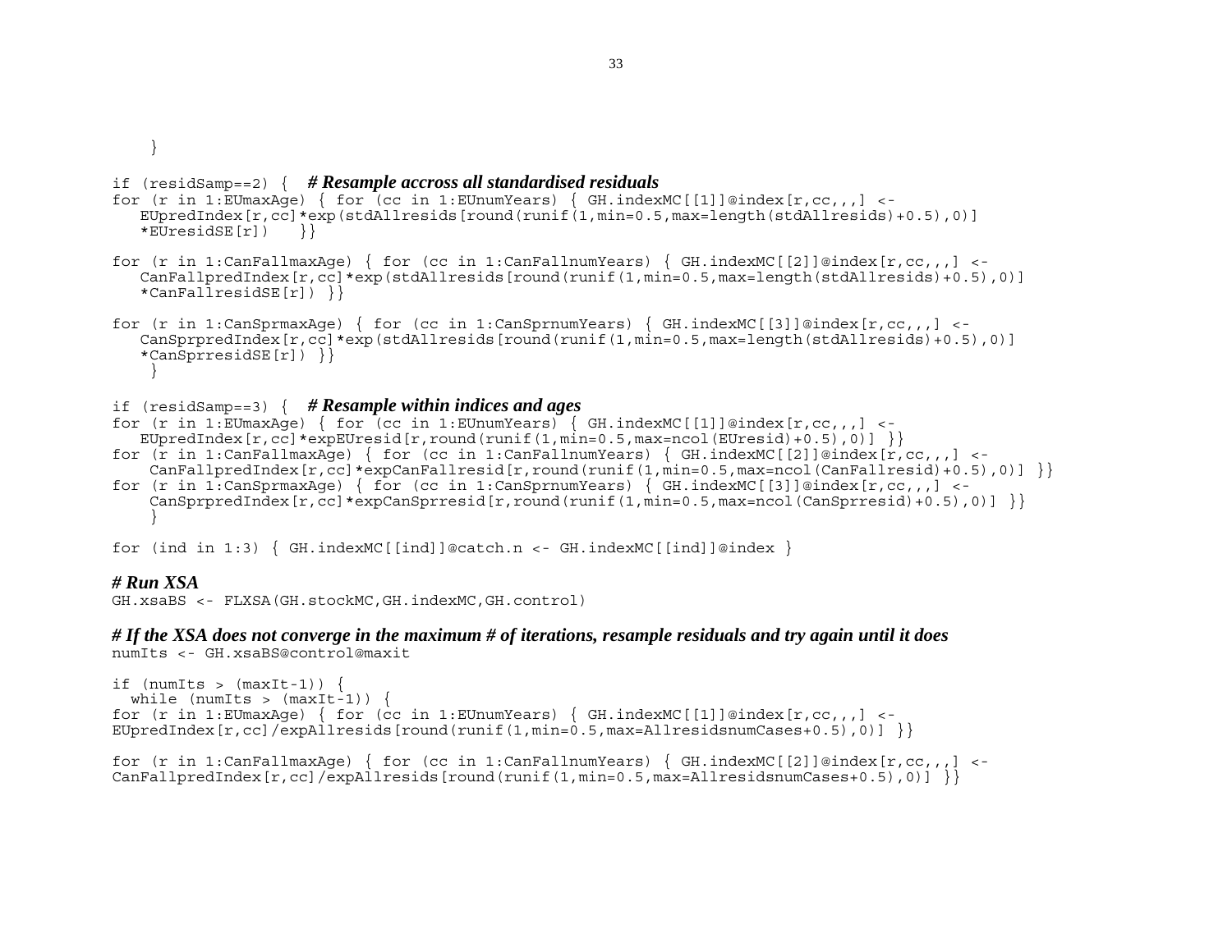```
    }

if (residSamp==2) {   # Resample accross all standardised residuals
for (r in 1:EUmaxAge) { for (cc in 1:EUnumYears) { GH.indexMC[[1]]@index[r,cc,,,] <-
   EUpredIndex[r,cc]*exp(stdAllresids[round(runif(1,min=0.5,max=length(stdAllresids)+0.5),0)]
   *EUresidSE[r])   }}

for (r in 1:CanFallmaxAge) { for (cc in 1:CanFallnumYears) { GH.indexMC[[2]]@index[r,cc,,,] <-
   CanFallpredIndex[r,cc]*exp(stdAllresids[round(runif(1,min=0.5,max=length(stdAllresids)+0.5),0)]
   *CanFallresidSE[r]) }}

for (r in 1:CanSprmaxAge) { for (cc in 1:CanSprnumYears) { GH.indexMC[[3]]@index[r,cc,,,] <-
   CanSprpredIndex[r,cc]*exp(stdAllresids[round(runif(1,min=0.5,max=length(stdAllresids)+0.5),0)]
   *CanSprresidSE[r]) }}
    }

if (residSamp==3) {   # Resample within indices and ages
for (r in 1:EUmaxAge) { for (cc in 1:EUnumYears) { GH.indexMC[[1]]@index[r,cc,,,] <-
   EUpredIndex[r,cc]*expEUresid[r,round(runif(1,min=0.5,max=ncol(EUresid)+0.5),0)] }}
for (r in 1:CanFallmaxAge) { for (cc in 1:CanFallnumYears) { GH.indexMC[[2]]@index[r,cc,,,] <-
    CanFallpredIndex[r,cc]*expCanFallresid[r,round(runif(1,min=0.5,max=ncol(CanFallresid)+0.5),0)] }}
for (r in 1:CanSprmaxAge) { for (cc in 1:CanSprnumYears) { GH.indexMC[[3]]@index[r,cc,,,] <-
    CanSprpredIndex[r,cc]*expCanSprresid[r,round(runif(1,min=0.5,max=ncol(CanSprresid)+0.5),0)] }}
    }

for (ind in 1:3) { GH.indexMC[[ind]]@catch.n <- GH.indexMC[[ind]]@index }

# Run XSA
GH.xsaBS <- FLXSA(GH.stockMC,GH.indexMC,GH.control)

# If the XSA does not converge in the maximum # of iterations, resample residuals and try again until it does
numIts <- GH.xsaBS@control@maxit

if (numIts > (maxIt-1)) {
  while (numIts > (maxIt-1)) {
for (r in 1:EUmaxAge) { for (cc in 1:EUnumYears) { GH.indexMC[[1]]@index[r,cc,,,] <-
EUpredIndex[r,cc]/expAllresids[round(runif(1,min=0.5,max=AllresidsnumCases+0.5),0)] }}

for (r in 1:CanFallmaxAge) { for (cc in 1:CanFallnumYears) { GH.indexMC[[2]]@index[r,cc,,,] <-
CanFallpredIndex[r,cc]/expAllresids[round(runif(1,min=0.5,max=AllresidsnumCases+0.5),0)] }}
```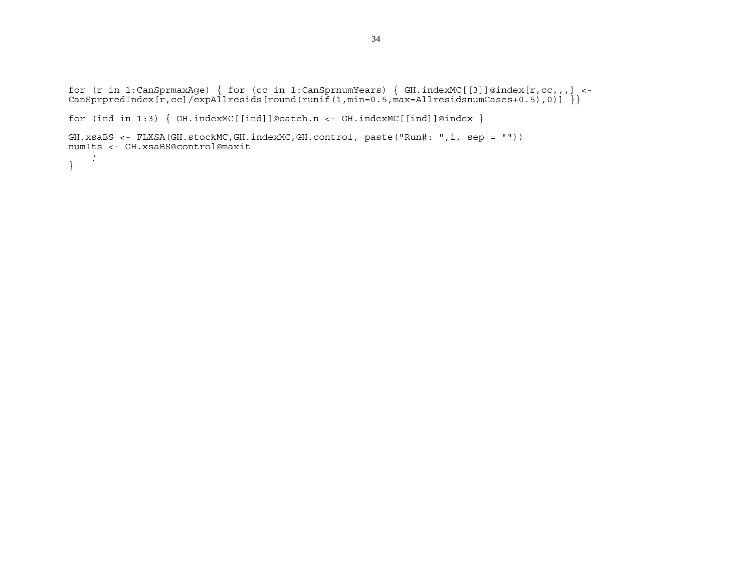```
for (r in 1:CanSprmaxAge) { for (cc in 1:CanSprnumYears) { GH.indexMC[[3]]@index[r,cc,,,] <-
CanSprpredIndex[r,cc]/expAllresids[round(runif(1,min=0.5,max=AllresidsnumCases+0.5),0)] }}

for (ind in 1:3) { GH.indexMC[[ind]]@catch.n <- GH.indexMC[[ind]]@index }

GH.xsaBS <- FLXSA(GH.stockMC,GH.indexMC,GH.control, paste("Run#: ",i, sep = ""))
numIts <- GH.xsaBS@control@maxit
    }
}
```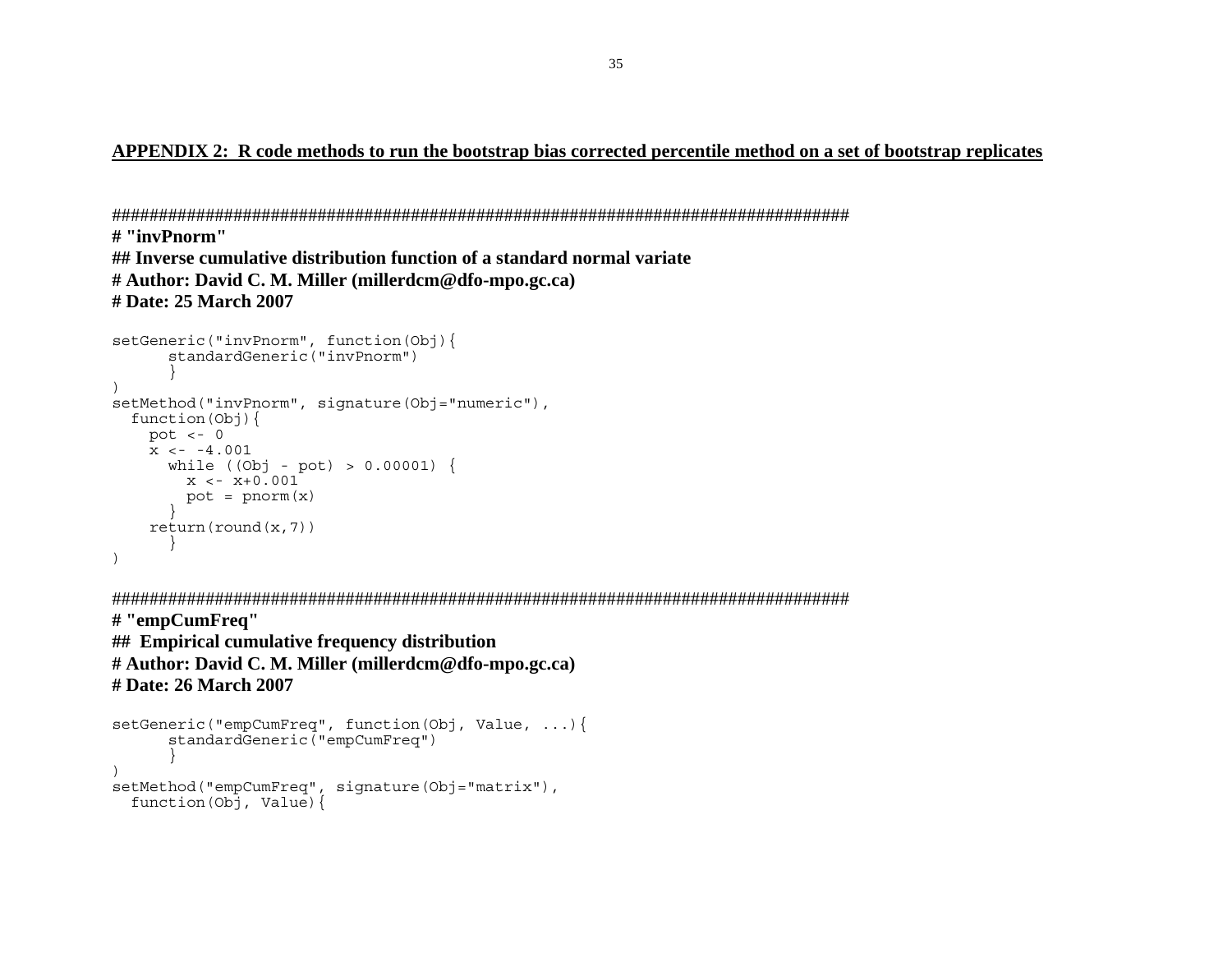**APPENDIX 2: R code methods to run the bootstrap bias corrected percentile method on a set of bootstrap replicates**

################################################################################

**# "invPnorm"**

**## Inverse cumulative distribution function of a standard normal variate**

**# Author: David C. M. Miller (millerdcm@dfo-mpo.gc.ca)**

**# Date: 25 March 2007**

```
setGeneric("invPnorm", function(Obj){
      standardGeneric("invPnorm")
      }
)
setMethod("invPnorm", signature(Obj="numeric"),
  function(Obj){
    pot <- 0
    x <- -4.001
      while ((Obj - pot) > 0.00001) {
        x <- x+0.001
        pot = pnorm(x)
      }
    return(round(x,7))
      }
)
```

################################################################################

**# "empCumFreq"**

**## Empirical cumulative frequency distribution**

**# Author: David C. M. Miller (millerdcm@dfo-mpo.gc.ca)**

**# Date: 26 March 2007**

```
setGeneric("empCumFreq", function(Obj, Value, ...){
      standardGeneric("empCumFreq")
      }
)
setMethod("empCumFreq", signature(Obj="matrix"),
  function(Obj, Value){
```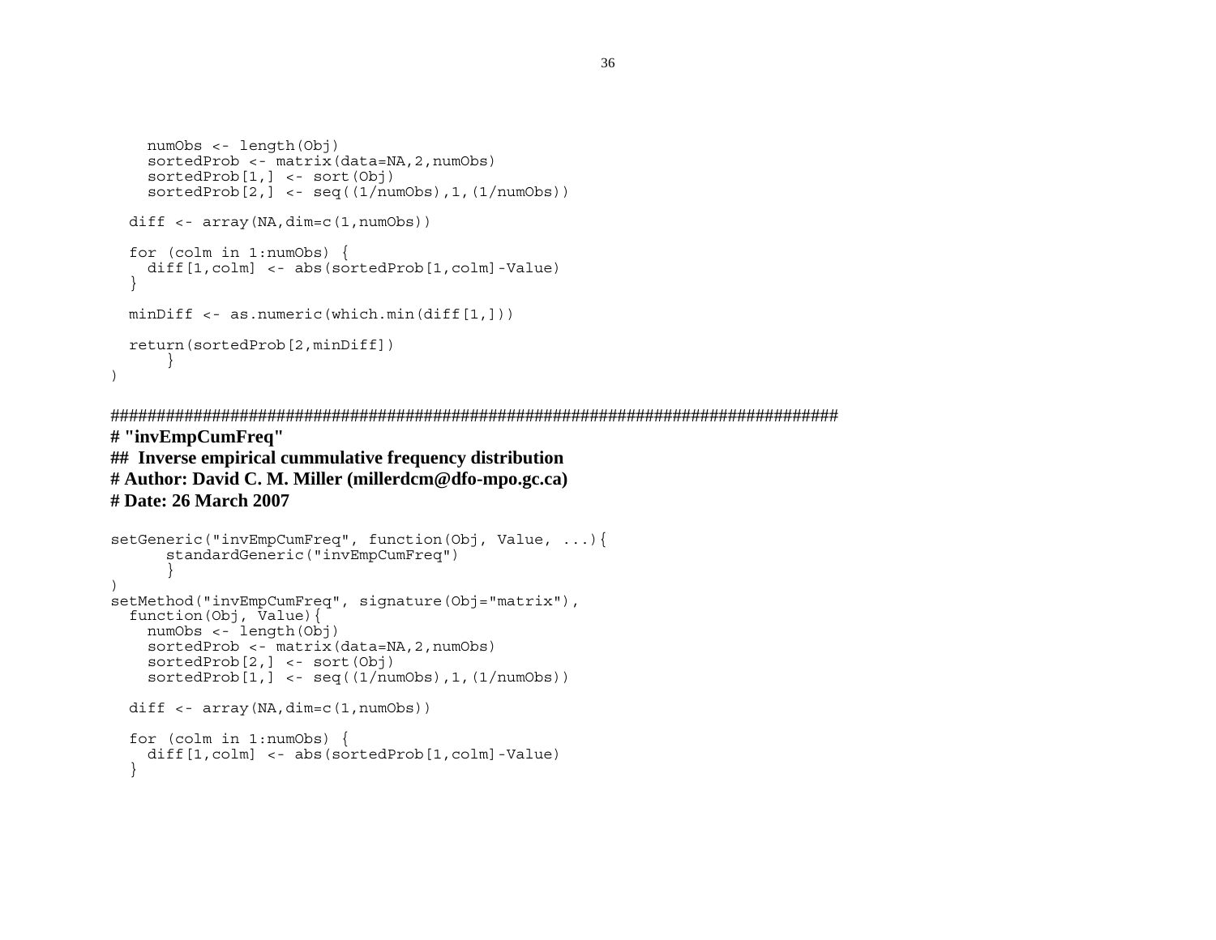```
    numObs <- length(Obj)
    sortedProb <- matrix(data=NA,2,numObs)
    sortedProb[1,] <- sort(Obj)
    sortedProb[2,] <- seq((1/numObs),1,(1/numObs))

  diff <- array(NA,dim=c(1,numObs))

  for (colm in 1:numObs) {
    diff[1,colm] <- abs(sortedProb[1,colm]-Value)
  }

  minDiff <- as.numeric(which.min(diff[1,]))

  return(sortedProb[2,minDiff])
      }
)
```

**################################################################################**
**# "invEmpCumFreq"**
**## Inverse empirical cummulative frequency distribution**
**# Author: David C. M. Miller (millerdcm@dfo-mpo.gc.ca)**
**# Date: 26 March 2007**

```
setGeneric("invEmpCumFreq", function(Obj, Value, ...){
      standardGeneric("invEmpCumFreq")
      }
)
setMethod("invEmpCumFreq", signature(Obj="matrix"),
  function(Obj, Value){
    numObs <- length(Obj)
    sortedProb <- matrix(data=NA,2,numObs)
    sortedProb[2,] <- sort(Obj)
    sortedProb[1,] <- seq((1/numObs),1,(1/numObs))

  diff <- array(NA,dim=c(1,numObs))

  for (colm in 1:numObs) {
    diff[1,colm] <- abs(sortedProb[1,colm]-Value)
  }
```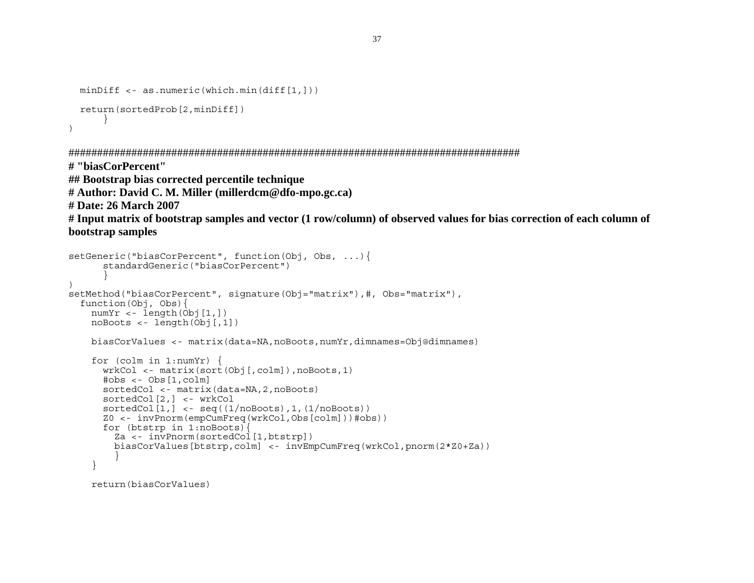```
  minDiff <- as.numeric(which.min(diff[1,]))

  return(sortedProb[2,minDiff])
      }
)
```

```
################################################################################
```

**# "biasCorPercent"**

**## Bootstrap bias corrected percentile technique**

**# Author: David C. M. Miller (millerdcm@dfo-mpo.gc.ca)**

**# Date: 26 March 2007**

**# Input matrix of bootstrap samples and vector (1 row/column) of observed values for bias correction of each column of bootstrap samples**

```
setGeneric("biasCorPercent", function(Obj, Obs, ...){
      standardGeneric("biasCorPercent")
      }
)
setMethod("biasCorPercent", signature(Obj="matrix"),#, Obs="matrix"),
  function(Obj, Obs){
    numYr <- length(Obj[1,])
    noBoots <- length(Obj[,1])

    biasCorValues <- matrix(data=NA,noBoots,numYr,dimnames=Obj@dimnames)

    for (colm in 1:numYr) {
      wrkCol <- matrix(sort(Obj[,colm]),noBoots,1)
      #obs <- Obs[1,colm]
      sortedCol <- matrix(data=NA,2,noBoots)
      sortedCol[2,] <- wrkCol
      sortedCol[1,] <- seq((1/noBoots),1,(1/noBoots))
      Z0 <- invPnorm(empCumFreq(wrkCol,Obs[colm]))#obs))
      for (btstrp in 1:noBoots){
        Za <- invPnorm(sortedCol[1,btstrp])
        biasCorValues[btstrp,colm] <- invEmpCumFreq(wrkCol,pnorm(2*Z0+Za))
        }
    }

    return(biasCorValues)
```